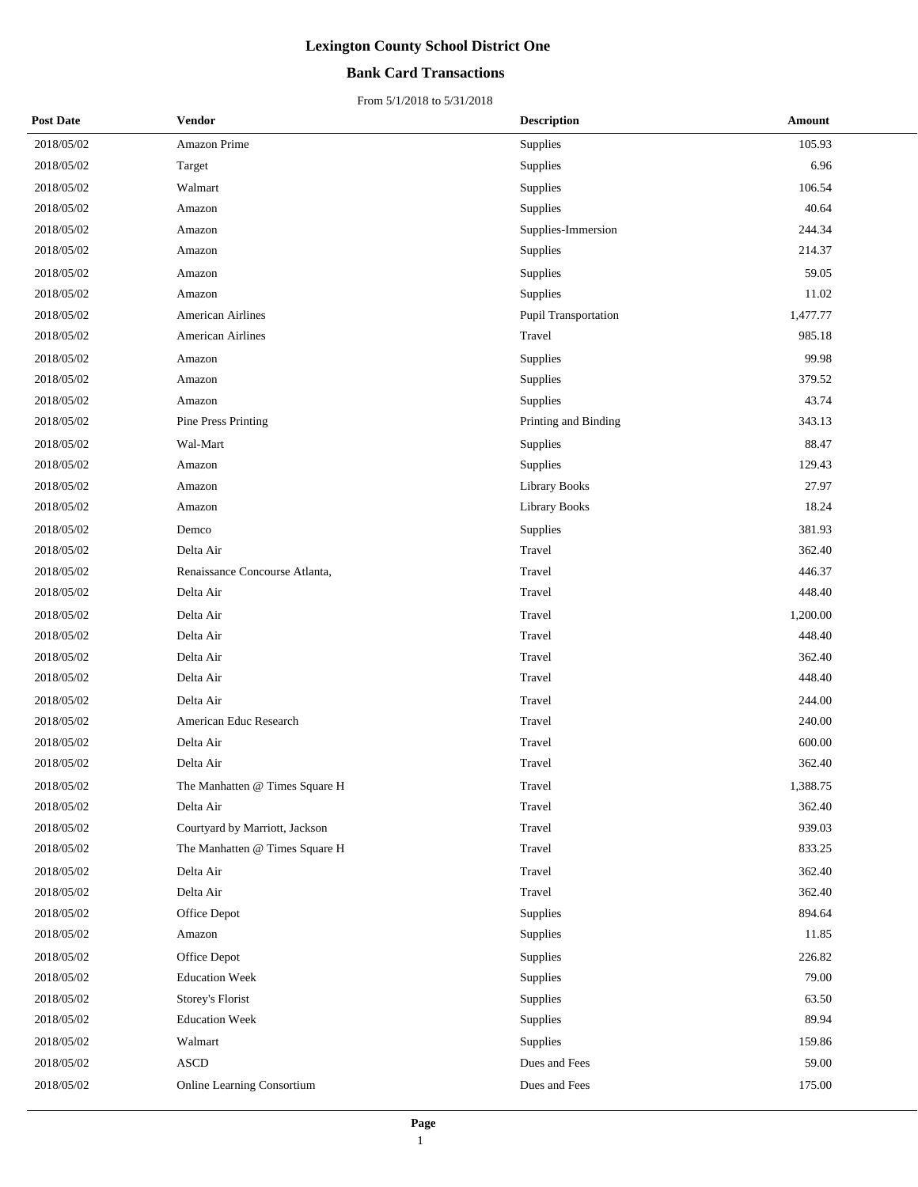# Lexington County School District One

## Bank Card Transactions

From 5/1/2018 to 5/31/2018

| Post Date | Vendor | Description | Amount |
|---|---|---|---|
| 2018/05/02 | Amazon Prime | Supplies | 105.93 |
| 2018/05/02 | Target | Supplies | 6.96 |
| 2018/05/02 | Walmart | Supplies | 106.54 |
| 2018/05/02 | Amazon | Supplies | 40.64 |
| 2018/05/02 | Amazon | Supplies-Immersion | 244.34 |
| 2018/05/02 | Amazon | Supplies | 214.37 |
| 2018/05/02 | Amazon | Supplies | 59.05 |
| 2018/05/02 | Amazon | Supplies | 11.02 |
| 2018/05/02 | American Airlines | Pupil Transportation | 1,477.77 |
| 2018/05/02 | American Airlines | Travel | 985.18 |
| 2018/05/02 | Amazon | Supplies | 99.98 |
| 2018/05/02 | Amazon | Supplies | 379.52 |
| 2018/05/02 | Amazon | Supplies | 43.74 |
| 2018/05/02 | Pine Press Printing | Printing and Binding | 343.13 |
| 2018/05/02 | Wal-Mart | Supplies | 88.47 |
| 2018/05/02 | Amazon | Supplies | 129.43 |
| 2018/05/02 | Amazon | Library Books | 27.97 |
| 2018/05/02 | Amazon | Library Books | 18.24 |
| 2018/05/02 | Demco | Supplies | 381.93 |
| 2018/05/02 | Delta Air | Travel | 362.40 |
| 2018/05/02 | Renaissance Concourse Atlanta, | Travel | 446.37 |
| 2018/05/02 | Delta Air | Travel | 448.40 |
| 2018/05/02 | Delta Air | Travel | 1,200.00 |
| 2018/05/02 | Delta Air | Travel | 448.40 |
| 2018/05/02 | Delta Air | Travel | 362.40 |
| 2018/05/02 | Delta Air | Travel | 448.40 |
| 2018/05/02 | Delta Air | Travel | 244.00 |
| 2018/05/02 | American Educ Research | Travel | 240.00 |
| 2018/05/02 | Delta Air | Travel | 600.00 |
| 2018/05/02 | Delta Air | Travel | 362.40 |
| 2018/05/02 | The Manhatten @ Times Square H | Travel | 1,388.75 |
| 2018/05/02 | Delta Air | Travel | 362.40 |
| 2018/05/02 | Courtyard by Marriott, Jackson | Travel | 939.03 |
| 2018/05/02 | The Manhatten @ Times Square H | Travel | 833.25 |
| 2018/05/02 | Delta Air | Travel | 362.40 |
| 2018/05/02 | Delta Air | Travel | 362.40 |
| 2018/05/02 | Office Depot | Supplies | 894.64 |
| 2018/05/02 | Amazon | Supplies | 11.85 |
| 2018/05/02 | Office Depot | Supplies | 226.82 |
| 2018/05/02 | Education Week | Supplies | 79.00 |
| 2018/05/02 | Storey's Florist | Supplies | 63.50 |
| 2018/05/02 | Education Week | Supplies | 89.94 |
| 2018/05/02 | Walmart | Supplies | 159.86 |
| 2018/05/02 | ASCD | Dues and Fees | 59.00 |
| 2018/05/02 | Online Learning Consortium | Dues and Fees | 175.00 |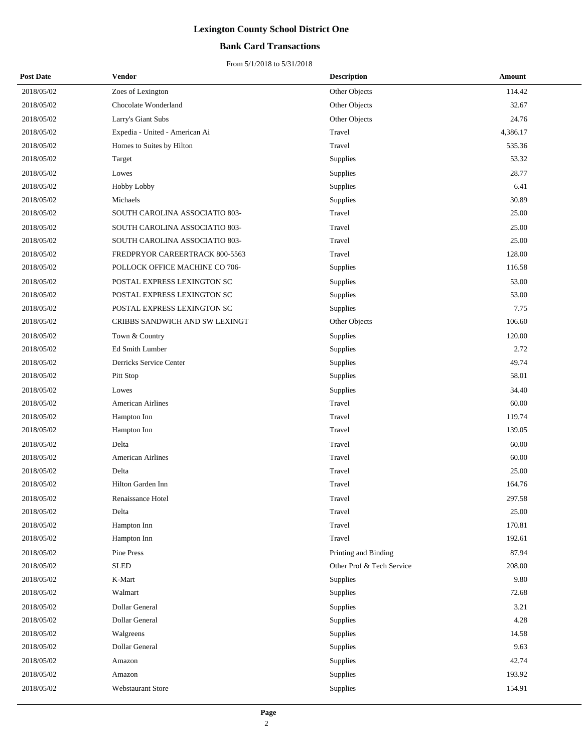# Lexington County School District One

## Bank Card Transactions

From 5/1/2018 to 5/31/2018

| Post Date | Vendor | Description | Amount |
|---|---|---|---|
| 2018/05/02 | Zoes of Lexington | Other Objects | 114.42 |
| 2018/05/02 | Chocolate Wonderland | Other Objects | 32.67 |
| 2018/05/02 | Larry's Giant Subs | Other Objects | 24.76 |
| 2018/05/02 | Expedia - United - American Ai | Travel | 4,386.17 |
| 2018/05/02 | Homes to Suites by Hilton | Travel | 535.36 |
| 2018/05/02 | Target | Supplies | 53.32 |
| 2018/05/02 | Lowes | Supplies | 28.77 |
| 2018/05/02 | Hobby Lobby | Supplies | 6.41 |
| 2018/05/02 | Michaels | Supplies | 30.89 |
| 2018/05/02 | SOUTH CAROLINA ASSOCIATIO 803- | Travel | 25.00 |
| 2018/05/02 | SOUTH CAROLINA ASSOCIATIO 803- | Travel | 25.00 |
| 2018/05/02 | SOUTH CAROLINA ASSOCIATIO 803- | Travel | 25.00 |
| 2018/05/02 | FREDPRYOR CAREERTRACK 800-5563 | Travel | 128.00 |
| 2018/05/02 | POLLOCK OFFICE MACHINE CO 706- | Supplies | 116.58 |
| 2018/05/02 | POSTAL EXPRESS LEXINGTON SC | Supplies | 53.00 |
| 2018/05/02 | POSTAL EXPRESS LEXINGTON SC | Supplies | 53.00 |
| 2018/05/02 | POSTAL EXPRESS LEXINGTON SC | Supplies | 7.75 |
| 2018/05/02 | CRIBBS SANDWICH AND SW LEXINGT | Other Objects | 106.60 |
| 2018/05/02 | Town & Country | Supplies | 120.00 |
| 2018/05/02 | Ed Smith Lumber | Supplies | 2.72 |
| 2018/05/02 | Derricks Service Center | Supplies | 49.74 |
| 2018/05/02 | Pitt Stop | Supplies | 58.01 |
| 2018/05/02 | Lowes | Supplies | 34.40 |
| 2018/05/02 | American Airlines | Travel | 60.00 |
| 2018/05/02 | Hampton Inn | Travel | 119.74 |
| 2018/05/02 | Hampton Inn | Travel | 139.05 |
| 2018/05/02 | Delta | Travel | 60.00 |
| 2018/05/02 | American Airlines | Travel | 60.00 |
| 2018/05/02 | Delta | Travel | 25.00 |
| 2018/05/02 | Hilton Garden Inn | Travel | 164.76 |
| 2018/05/02 | Renaissance Hotel | Travel | 297.58 |
| 2018/05/02 | Delta | Travel | 25.00 |
| 2018/05/02 | Hampton Inn | Travel | 170.81 |
| 2018/05/02 | Hampton Inn | Travel | 192.61 |
| 2018/05/02 | Pine Press | Printing and Binding | 87.94 |
| 2018/05/02 | SLED | Other Prof & Tech Service | 208.00 |
| 2018/05/02 | K-Mart | Supplies | 9.80 |
| 2018/05/02 | Walmart | Supplies | 72.68 |
| 2018/05/02 | Dollar General | Supplies | 3.21 |
| 2018/05/02 | Dollar General | Supplies | 4.28 |
| 2018/05/02 | Walgreens | Supplies | 14.58 |
| 2018/05/02 | Dollar General | Supplies | 9.63 |
| 2018/05/02 | Amazon | Supplies | 42.74 |
| 2018/05/02 | Amazon | Supplies | 193.92 |
| 2018/05/02 | Webstaurant Store | Supplies | 154.91 |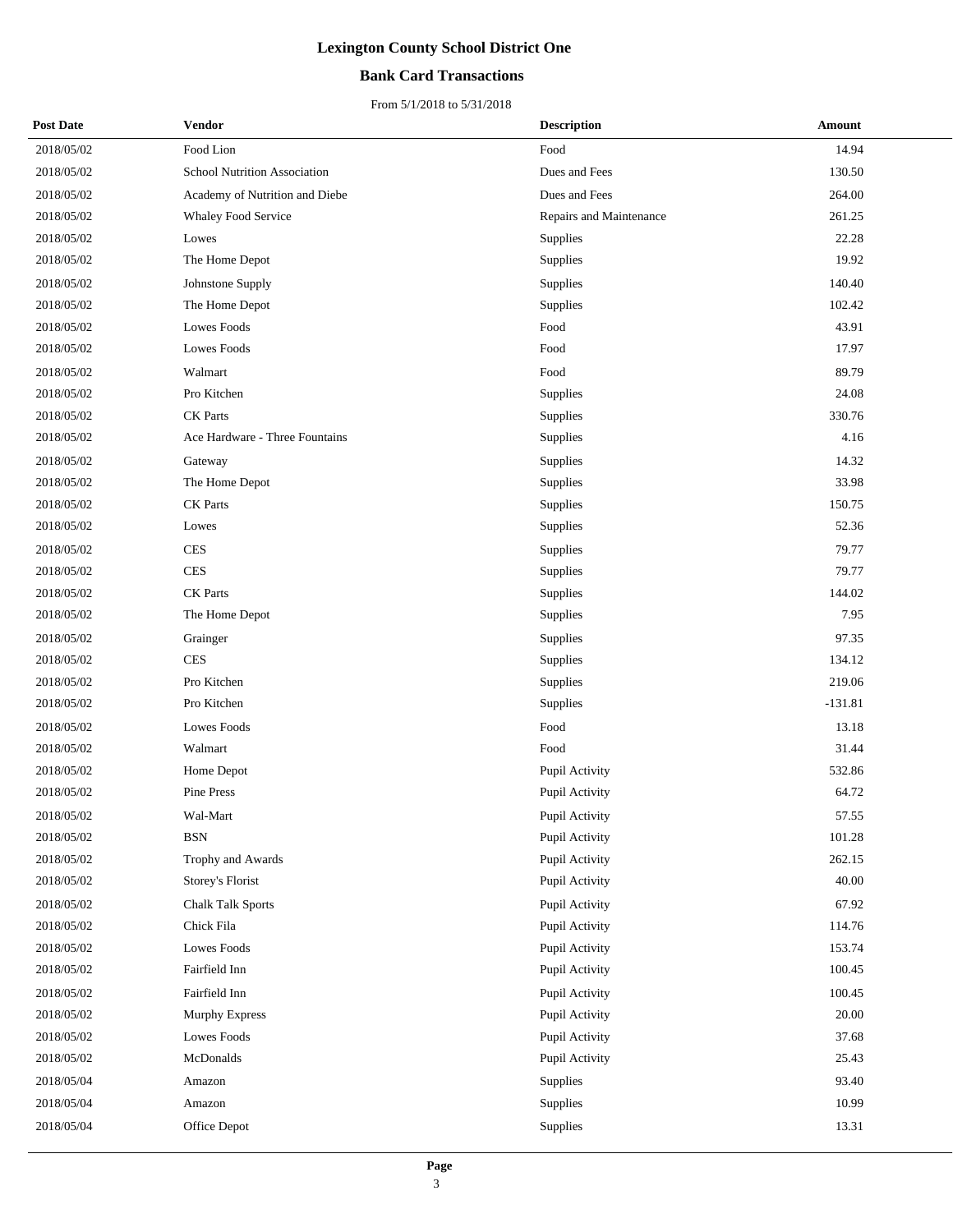# Lexington County School District One

## Bank Card Transactions

From 5/1/2018 to 5/31/2018

| Post Date | Vendor | Description | Amount |
|---|---|---|---|
| 2018/05/02 | Food Lion | Food | 14.94 |
| 2018/05/02 | School Nutrition Association | Dues and Fees | 130.50 |
| 2018/05/02 | Academy of Nutrition and Diebe | Dues and Fees | 264.00 |
| 2018/05/02 | Whaley Food Service | Repairs and Maintenance | 261.25 |
| 2018/05/02 | Lowes | Supplies | 22.28 |
| 2018/05/02 | The Home Depot | Supplies | 19.92 |
| 2018/05/02 | Johnstone Supply | Supplies | 140.40 |
| 2018/05/02 | The Home Depot | Supplies | 102.42 |
| 2018/05/02 | Lowes Foods | Food | 43.91 |
| 2018/05/02 | Lowes Foods | Food | 17.97 |
| 2018/05/02 | Walmart | Food | 89.79 |
| 2018/05/02 | Pro Kitchen | Supplies | 24.08 |
| 2018/05/02 | CK Parts | Supplies | 330.76 |
| 2018/05/02 | Ace Hardware - Three Fountains | Supplies | 4.16 |
| 2018/05/02 | Gateway | Supplies | 14.32 |
| 2018/05/02 | The Home Depot | Supplies | 33.98 |
| 2018/05/02 | CK Parts | Supplies | 150.75 |
| 2018/05/02 | Lowes | Supplies | 52.36 |
| 2018/05/02 | CES | Supplies | 79.77 |
| 2018/05/02 | CES | Supplies | 79.77 |
| 2018/05/02 | CK Parts | Supplies | 144.02 |
| 2018/05/02 | The Home Depot | Supplies | 7.95 |
| 2018/05/02 | Grainger | Supplies | 97.35 |
| 2018/05/02 | CES | Supplies | 134.12 |
| 2018/05/02 | Pro Kitchen | Supplies | 219.06 |
| 2018/05/02 | Pro Kitchen | Supplies | -131.81 |
| 2018/05/02 | Lowes Foods | Food | 13.18 |
| 2018/05/02 | Walmart | Food | 31.44 |
| 2018/05/02 | Home Depot | Pupil Activity | 532.86 |
| 2018/05/02 | Pine Press | Pupil Activity | 64.72 |
| 2018/05/02 | Wal-Mart | Pupil Activity | 57.55 |
| 2018/05/02 | BSN | Pupil Activity | 101.28 |
| 2018/05/02 | Trophy and Awards | Pupil Activity | 262.15 |
| 2018/05/02 | Storey's Florist | Pupil Activity | 40.00 |
| 2018/05/02 | Chalk Talk Sports | Pupil Activity | 67.92 |
| 2018/05/02 | Chick Fila | Pupil Activity | 114.76 |
| 2018/05/02 | Lowes Foods | Pupil Activity | 153.74 |
| 2018/05/02 | Fairfield Inn | Pupil Activity | 100.45 |
| 2018/05/02 | Fairfield Inn | Pupil Activity | 100.45 |
| 2018/05/02 | Murphy Express | Pupil Activity | 20.00 |
| 2018/05/02 | Lowes Foods | Pupil Activity | 37.68 |
| 2018/05/02 | McDonalds | Pupil Activity | 25.43 |
| 2018/05/04 | Amazon | Supplies | 93.40 |
| 2018/05/04 | Amazon | Supplies | 10.99 |
| 2018/05/04 | Office Depot | Supplies | 13.31 |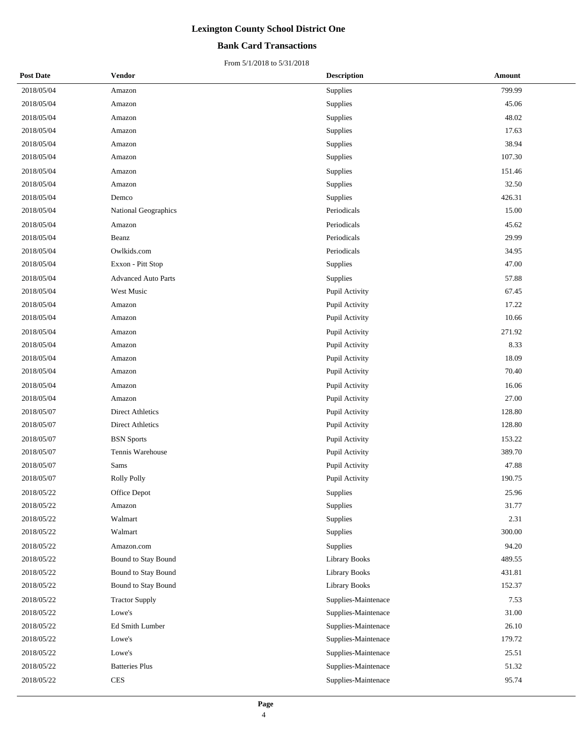# Lexington County School District One

## Bank Card Transactions

From 5/1/2018 to 5/31/2018

| Post Date | Vendor | Description | Amount |
|---|---|---|---|
| 2018/05/04 | Amazon | Supplies | 799.99 |
| 2018/05/04 | Amazon | Supplies | 45.06 |
| 2018/05/04 | Amazon | Supplies | 48.02 |
| 2018/05/04 | Amazon | Supplies | 17.63 |
| 2018/05/04 | Amazon | Supplies | 38.94 |
| 2018/05/04 | Amazon | Supplies | 107.30 |
| 2018/05/04 | Amazon | Supplies | 151.46 |
| 2018/05/04 | Amazon | Supplies | 32.50 |
| 2018/05/04 | Demco | Supplies | 426.31 |
| 2018/05/04 | National Geographics | Periodicals | 15.00 |
| 2018/05/04 | Amazon | Periodicals | 45.62 |
| 2018/05/04 | Beanz | Periodicals | 29.99 |
| 2018/05/04 | Owlkids.com | Periodicals | 34.95 |
| 2018/05/04 | Exxon - Pitt Stop | Supplies | 47.00 |
| 2018/05/04 | Advanced Auto Parts | Supplies | 57.88 |
| 2018/05/04 | West Music | Pupil Activity | 67.45 |
| 2018/05/04 | Amazon | Pupil Activity | 17.22 |
| 2018/05/04 | Amazon | Pupil Activity | 10.66 |
| 2018/05/04 | Amazon | Pupil Activity | 271.92 |
| 2018/05/04 | Amazon | Pupil Activity | 8.33 |
| 2018/05/04 | Amazon | Pupil Activity | 18.09 |
| 2018/05/04 | Amazon | Pupil Activity | 70.40 |
| 2018/05/04 | Amazon | Pupil Activity | 16.06 |
| 2018/05/04 | Amazon | Pupil Activity | 27.00 |
| 2018/05/07 | Direct Athletics | Pupil Activity | 128.80 |
| 2018/05/07 | Direct Athletics | Pupil Activity | 128.80 |
| 2018/05/07 | BSN Sports | Pupil Activity | 153.22 |
| 2018/05/07 | Tennis Warehouse | Pupil Activity | 389.70 |
| 2018/05/07 | Sams | Pupil Activity | 47.88 |
| 2018/05/07 | Rolly Polly | Pupil Activity | 190.75 |
| 2018/05/22 | Office Depot | Supplies | 25.96 |
| 2018/05/22 | Amazon | Supplies | 31.77 |
| 2018/05/22 | Walmart | Supplies | 2.31 |
| 2018/05/22 | Walmart | Supplies | 300.00 |
| 2018/05/22 | Amazon.com | Supplies | 94.20 |
| 2018/05/22 | Bound to Stay Bound | Library Books | 489.55 |
| 2018/05/22 | Bound to Stay Bound | Library Books | 431.81 |
| 2018/05/22 | Bound to Stay Bound | Library Books | 152.37 |
| 2018/05/22 | Tractor Supply | Supplies-Maintenace | 7.53 |
| 2018/05/22 | Lowe's | Supplies-Maintenace | 31.00 |
| 2018/05/22 | Ed Smith Lumber | Supplies-Maintenace | 26.10 |
| 2018/05/22 | Lowe's | Supplies-Maintenace | 179.72 |
| 2018/05/22 | Lowe's | Supplies-Maintenace | 25.51 |
| 2018/05/22 | Batteries Plus | Supplies-Maintenace | 51.32 |
| 2018/05/22 | CES | Supplies-Maintenace | 95.74 |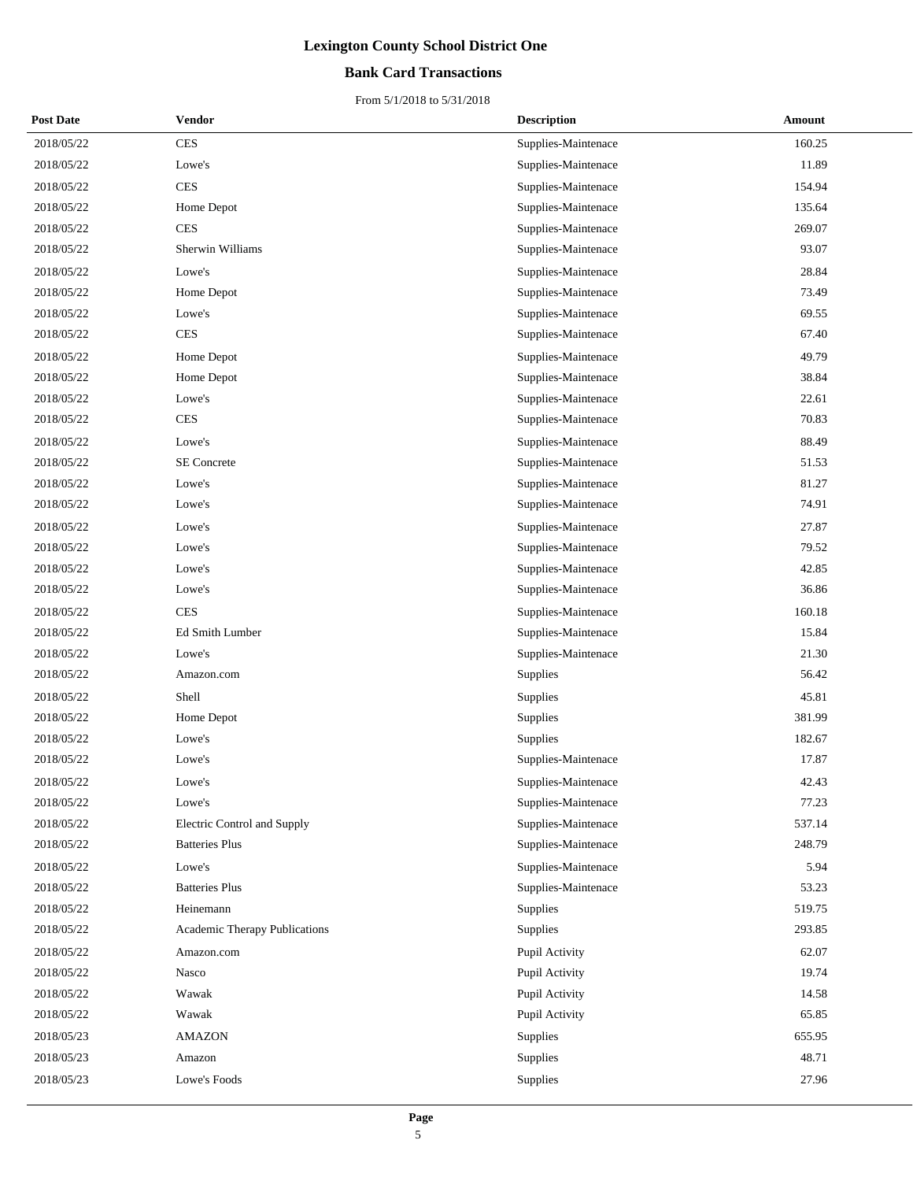# Lexington County School District One

## Bank Card Transactions

From 5/1/2018 to 5/31/2018

| Post Date | Vendor | Description | Amount |
|---|---|---|---|
| 2018/05/22 | CES | Supplies-Maintenace | 160.25 |
| 2018/05/22 | Lowe's | Supplies-Maintenace | 11.89 |
| 2018/05/22 | CES | Supplies-Maintenace | 154.94 |
| 2018/05/22 | Home Depot | Supplies-Maintenace | 135.64 |
| 2018/05/22 | CES | Supplies-Maintenace | 269.07 |
| 2018/05/22 | Sherwin Williams | Supplies-Maintenace | 93.07 |
| 2018/05/22 | Lowe's | Supplies-Maintenace | 28.84 |
| 2018/05/22 | Home Depot | Supplies-Maintenace | 73.49 |
| 2018/05/22 | Lowe's | Supplies-Maintenace | 69.55 |
| 2018/05/22 | CES | Supplies-Maintenace | 67.40 |
| 2018/05/22 | Home Depot | Supplies-Maintenace | 49.79 |
| 2018/05/22 | Home Depot | Supplies-Maintenace | 38.84 |
| 2018/05/22 | Lowe's | Supplies-Maintenace | 22.61 |
| 2018/05/22 | CES | Supplies-Maintenace | 70.83 |
| 2018/05/22 | Lowe's | Supplies-Maintenace | 88.49 |
| 2018/05/22 | SE Concrete | Supplies-Maintenace | 51.53 |
| 2018/05/22 | Lowe's | Supplies-Maintenace | 81.27 |
| 2018/05/22 | Lowe's | Supplies-Maintenace | 74.91 |
| 2018/05/22 | Lowe's | Supplies-Maintenace | 27.87 |
| 2018/05/22 | Lowe's | Supplies-Maintenace | 79.52 |
| 2018/05/22 | Lowe's | Supplies-Maintenace | 42.85 |
| 2018/05/22 | Lowe's | Supplies-Maintenace | 36.86 |
| 2018/05/22 | CES | Supplies-Maintenace | 160.18 |
| 2018/05/22 | Ed Smith Lumber | Supplies-Maintenace | 15.84 |
| 2018/05/22 | Lowe's | Supplies-Maintenace | 21.30 |
| 2018/05/22 | Amazon.com | Supplies | 56.42 |
| 2018/05/22 | Shell | Supplies | 45.81 |
| 2018/05/22 | Home Depot | Supplies | 381.99 |
| 2018/05/22 | Lowe's | Supplies | 182.67 |
| 2018/05/22 | Lowe's | Supplies-Maintenace | 17.87 |
| 2018/05/22 | Lowe's | Supplies-Maintenace | 42.43 |
| 2018/05/22 | Lowe's | Supplies-Maintenace | 77.23 |
| 2018/05/22 | Electric Control and Supply | Supplies-Maintenace | 537.14 |
| 2018/05/22 | Batteries Plus | Supplies-Maintenace | 248.79 |
| 2018/05/22 | Lowe's | Supplies-Maintenace | 5.94 |
| 2018/05/22 | Batteries Plus | Supplies-Maintenace | 53.23 |
| 2018/05/22 | Heinemann | Supplies | 519.75 |
| 2018/05/22 | Academic Therapy Publications | Supplies | 293.85 |
| 2018/05/22 | Amazon.com | Pupil Activity | 62.07 |
| 2018/05/22 | Nasco | Pupil Activity | 19.74 |
| 2018/05/22 | Wawak | Pupil Activity | 14.58 |
| 2018/05/22 | Wawak | Pupil Activity | 65.85 |
| 2018/05/23 | AMAZON | Supplies | 655.95 |
| 2018/05/23 | Amazon | Supplies | 48.71 |
| 2018/05/23 | Lowe's Foods | Supplies | 27.96 |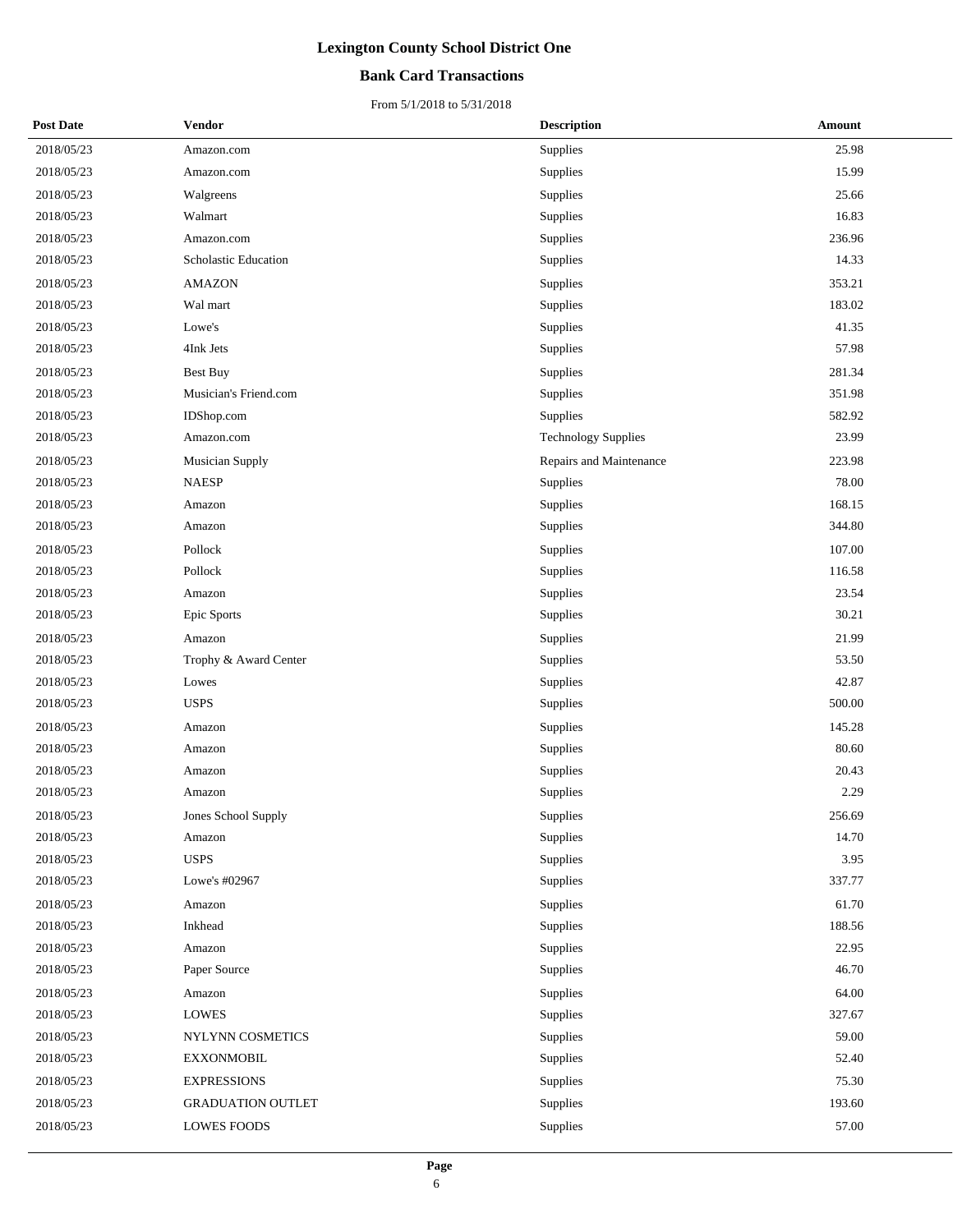# Lexington County School District One

## Bank Card Transactions

From 5/1/2018 to 5/31/2018

| Post Date | Vendor | Description | Amount |
|---|---|---|---|
| 2018/05/23 | Amazon.com | Supplies | 25.98 |
| 2018/05/23 | Amazon.com | Supplies | 15.99 |
| 2018/05/23 | Walgreens | Supplies | 25.66 |
| 2018/05/23 | Walmart | Supplies | 16.83 |
| 2018/05/23 | Amazon.com | Supplies | 236.96 |
| 2018/05/23 | Scholastic Education | Supplies | 14.33 |
| 2018/05/23 | AMAZON | Supplies | 353.21 |
| 2018/05/23 | Wal mart | Supplies | 183.02 |
| 2018/05/23 | Lowe's | Supplies | 41.35 |
| 2018/05/23 | 4Ink Jets | Supplies | 57.98 |
| 2018/05/23 | Best Buy | Supplies | 281.34 |
| 2018/05/23 | Musician's Friend.com | Supplies | 351.98 |
| 2018/05/23 | IDShop.com | Supplies | 582.92 |
| 2018/05/23 | Amazon.com | Technology Supplies | 23.99 |
| 2018/05/23 | Musician Supply | Repairs and Maintenance | 223.98 |
| 2018/05/23 | NAESP | Supplies | 78.00 |
| 2018/05/23 | Amazon | Supplies | 168.15 |
| 2018/05/23 | Amazon | Supplies | 344.80 |
| 2018/05/23 | Pollock | Supplies | 107.00 |
| 2018/05/23 | Pollock | Supplies | 116.58 |
| 2018/05/23 | Amazon | Supplies | 23.54 |
| 2018/05/23 | Epic Sports | Supplies | 30.21 |
| 2018/05/23 | Amazon | Supplies | 21.99 |
| 2018/05/23 | Trophy & Award Center | Supplies | 53.50 |
| 2018/05/23 | Lowes | Supplies | 42.87 |
| 2018/05/23 | USPS | Supplies | 500.00 |
| 2018/05/23 | Amazon | Supplies | 145.28 |
| 2018/05/23 | Amazon | Supplies | 80.60 |
| 2018/05/23 | Amazon | Supplies | 20.43 |
| 2018/05/23 | Amazon | Supplies | 2.29 |
| 2018/05/23 | Jones School Supply | Supplies | 256.69 |
| 2018/05/23 | Amazon | Supplies | 14.70 |
| 2018/05/23 | USPS | Supplies | 3.95 |
| 2018/05/23 | Lowe's #02967 | Supplies | 337.77 |
| 2018/05/23 | Amazon | Supplies | 61.70 |
| 2018/05/23 | Inkhead | Supplies | 188.56 |
| 2018/05/23 | Amazon | Supplies | 22.95 |
| 2018/05/23 | Paper Source | Supplies | 46.70 |
| 2018/05/23 | Amazon | Supplies | 64.00 |
| 2018/05/23 | LOWES | Supplies | 327.67 |
| 2018/05/23 | NYLYNN COSMETICS | Supplies | 59.00 |
| 2018/05/23 | EXXONMOBIL | Supplies | 52.40 |
| 2018/05/23 | EXPRESSIONS | Supplies | 75.30 |
| 2018/05/23 | GRADUATION OUTLET | Supplies | 193.60 |
| 2018/05/23 | LOWES FOODS | Supplies | 57.00 |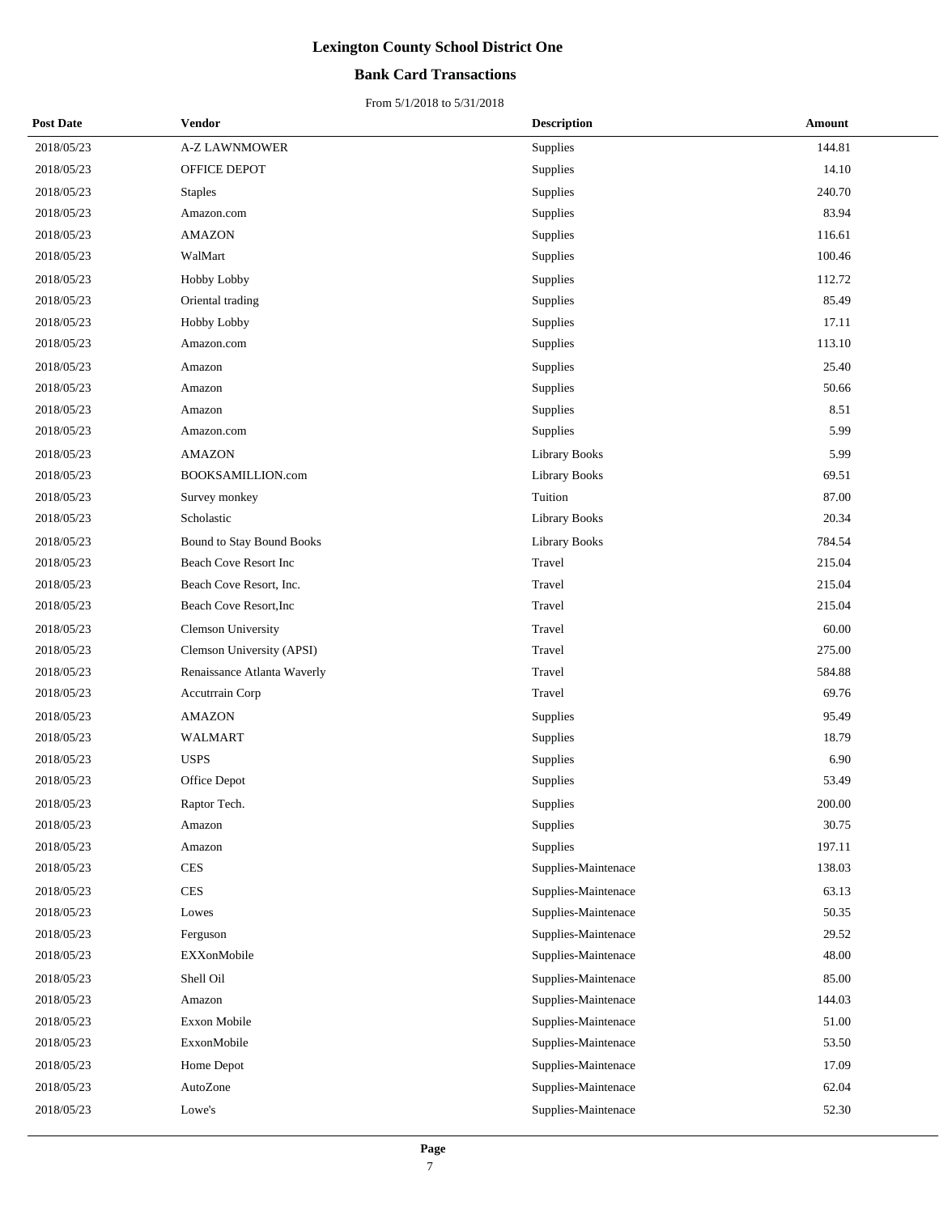# Lexington County School District One

## Bank Card Transactions

From 5/1/2018 to 5/31/2018

| Post Date | Vendor | Description | Amount |
|---|---|---|---|
| 2018/05/23 | A-Z LAWNMOWER | Supplies | 144.81 |
| 2018/05/23 | OFFICE DEPOT | Supplies | 14.10 |
| 2018/05/23 | Staples | Supplies | 240.70 |
| 2018/05/23 | Amazon.com | Supplies | 83.94 |
| 2018/05/23 | AMAZON | Supplies | 116.61 |
| 2018/05/23 | WalMart | Supplies | 100.46 |
| 2018/05/23 | Hobby Lobby | Supplies | 112.72 |
| 2018/05/23 | Oriental trading | Supplies | 85.49 |
| 2018/05/23 | Hobby Lobby | Supplies | 17.11 |
| 2018/05/23 | Amazon.com | Supplies | 113.10 |
| 2018/05/23 | Amazon | Supplies | 25.40 |
| 2018/05/23 | Amazon | Supplies | 50.66 |
| 2018/05/23 | Amazon | Supplies | 8.51 |
| 2018/05/23 | Amazon.com | Supplies | 5.99 |
| 2018/05/23 | AMAZON | Library Books | 5.99 |
| 2018/05/23 | BOOKSAMILLION.com | Library Books | 69.51 |
| 2018/05/23 | Survey monkey | Tuition | 87.00 |
| 2018/05/23 | Scholastic | Library Books | 20.34 |
| 2018/05/23 | Bound to Stay Bound Books | Library Books | 784.54 |
| 2018/05/23 | Beach Cove Resort Inc | Travel | 215.04 |
| 2018/05/23 | Beach Cove Resort, Inc. | Travel | 215.04 |
| 2018/05/23 | Beach Cove Resort,Inc | Travel | 215.04 |
| 2018/05/23 | Clemson University | Travel | 60.00 |
| 2018/05/23 | Clemson University (APSI) | Travel | 275.00 |
| 2018/05/23 | Renaissance Atlanta Waverly | Travel | 584.88 |
| 2018/05/23 | Accutrrain Corp | Travel | 69.76 |
| 2018/05/23 | AMAZON | Supplies | 95.49 |
| 2018/05/23 | WALMART | Supplies | 18.79 |
| 2018/05/23 | USPS | Supplies | 6.90 |
| 2018/05/23 | Office Depot | Supplies | 53.49 |
| 2018/05/23 | Raptor Tech. | Supplies | 200.00 |
| 2018/05/23 | Amazon | Supplies | 30.75 |
| 2018/05/23 | Amazon | Supplies | 197.11 |
| 2018/05/23 | CES | Supplies-Maintenace | 138.03 |
| 2018/05/23 | CES | Supplies-Maintenace | 63.13 |
| 2018/05/23 | Lowes | Supplies-Maintenace | 50.35 |
| 2018/05/23 | Ferguson | Supplies-Maintenace | 29.52 |
| 2018/05/23 | EXXonMobile | Supplies-Maintenace | 48.00 |
| 2018/05/23 | Shell Oil | Supplies-Maintenace | 85.00 |
| 2018/05/23 | Amazon | Supplies-Maintenace | 144.03 |
| 2018/05/23 | Exxon Mobile | Supplies-Maintenace | 51.00 |
| 2018/05/23 | ExxonMobile | Supplies-Maintenace | 53.50 |
| 2018/05/23 | Home Depot | Supplies-Maintenace | 17.09 |
| 2018/05/23 | AutoZone | Supplies-Maintenace | 62.04 |
| 2018/05/23 | Lowe's | Supplies-Maintenace | 52.30 |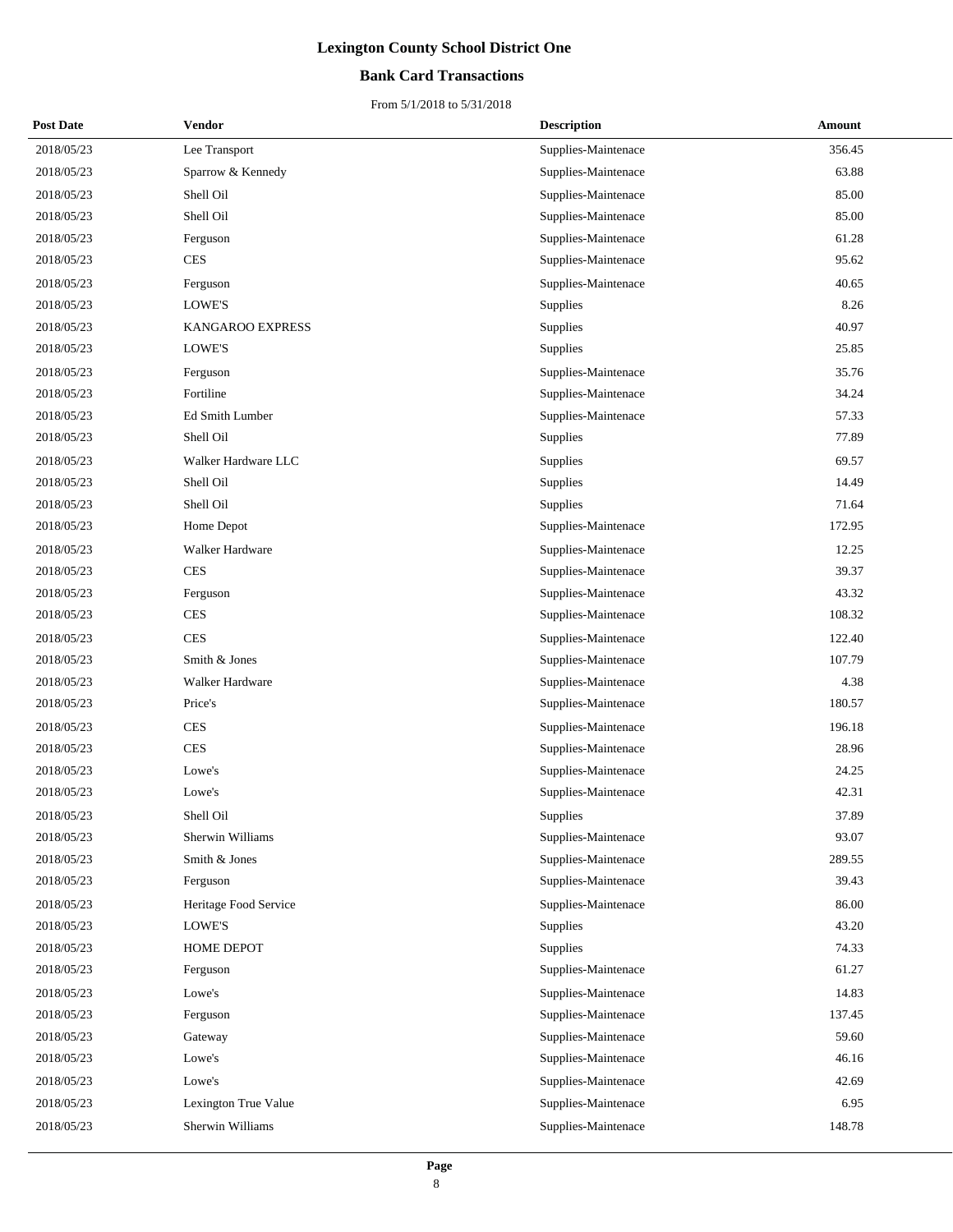# Lexington County School District One

## Bank Card Transactions

From 5/1/2018 to 5/31/2018

| Post Date | Vendor | Description | Amount |
|---|---|---|---|
| 2018/05/23 | Lee Transport | Supplies-Maintenace | 356.45 |
| 2018/05/23 | Sparrow & Kennedy | Supplies-Maintenace | 63.88 |
| 2018/05/23 | Shell Oil | Supplies-Maintenace | 85.00 |
| 2018/05/23 | Shell Oil | Supplies-Maintenace | 85.00 |
| 2018/05/23 | Ferguson | Supplies-Maintenace | 61.28 |
| 2018/05/23 | CES | Supplies-Maintenace | 95.62 |
| 2018/05/23 | Ferguson | Supplies-Maintenace | 40.65 |
| 2018/05/23 | LOWE'S | Supplies | 8.26 |
| 2018/05/23 | KANGAROO EXPRESS | Supplies | 40.97 |
| 2018/05/23 | LOWE'S | Supplies | 25.85 |
| 2018/05/23 | Ferguson | Supplies-Maintenace | 35.76 |
| 2018/05/23 | Fortiline | Supplies-Maintenace | 34.24 |
| 2018/05/23 | Ed Smith Lumber | Supplies-Maintenace | 57.33 |
| 2018/05/23 | Shell Oil | Supplies | 77.89 |
| 2018/05/23 | Walker Hardware LLC | Supplies | 69.57 |
| 2018/05/23 | Shell Oil | Supplies | 14.49 |
| 2018/05/23 | Shell Oil | Supplies | 71.64 |
| 2018/05/23 | Home Depot | Supplies-Maintenace | 172.95 |
| 2018/05/23 | Walker Hardware | Supplies-Maintenace | 12.25 |
| 2018/05/23 | CES | Supplies-Maintenace | 39.37 |
| 2018/05/23 | Ferguson | Supplies-Maintenace | 43.32 |
| 2018/05/23 | CES | Supplies-Maintenace | 108.32 |
| 2018/05/23 | CES | Supplies-Maintenace | 122.40 |
| 2018/05/23 | Smith & Jones | Supplies-Maintenace | 107.79 |
| 2018/05/23 | Walker Hardware | Supplies-Maintenace | 4.38 |
| 2018/05/23 | Price's | Supplies-Maintenace | 180.57 |
| 2018/05/23 | CES | Supplies-Maintenace | 196.18 |
| 2018/05/23 | CES | Supplies-Maintenace | 28.96 |
| 2018/05/23 | Lowe's | Supplies-Maintenace | 24.25 |
| 2018/05/23 | Lowe's | Supplies-Maintenace | 42.31 |
| 2018/05/23 | Shell Oil | Supplies | 37.89 |
| 2018/05/23 | Sherwin Williams | Supplies-Maintenace | 93.07 |
| 2018/05/23 | Smith & Jones | Supplies-Maintenace | 289.55 |
| 2018/05/23 | Ferguson | Supplies-Maintenace | 39.43 |
| 2018/05/23 | Heritage Food Service | Supplies-Maintenace | 86.00 |
| 2018/05/23 | LOWE'S | Supplies | 43.20 |
| 2018/05/23 | HOME DEPOT | Supplies | 74.33 |
| 2018/05/23 | Ferguson | Supplies-Maintenace | 61.27 |
| 2018/05/23 | Lowe's | Supplies-Maintenace | 14.83 |
| 2018/05/23 | Ferguson | Supplies-Maintenace | 137.45 |
| 2018/05/23 | Gateway | Supplies-Maintenace | 59.60 |
| 2018/05/23 | Lowe's | Supplies-Maintenace | 46.16 |
| 2018/05/23 | Lowe's | Supplies-Maintenace | 42.69 |
| 2018/05/23 | Lexington True Value | Supplies-Maintenace | 6.95 |
| 2018/05/23 | Sherwin Williams | Supplies-Maintenace | 148.78 |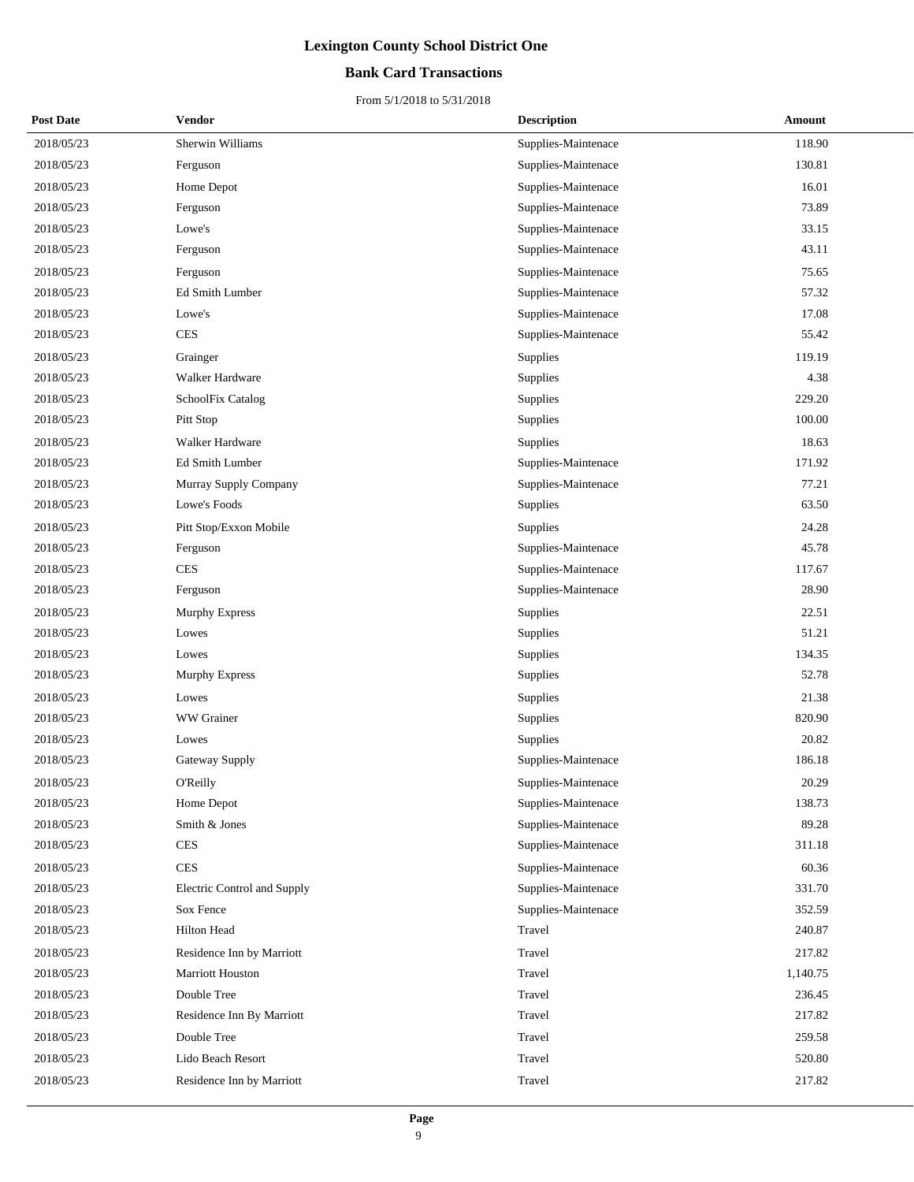# Lexington County School District One

## Bank Card Transactions

From 5/1/2018 to 5/31/2018

| Post Date | Vendor | Description | Amount |
|---|---|---|---|
| 2018/05/23 | Sherwin Williams | Supplies-Maintenace | 118.90 |
| 2018/05/23 | Ferguson | Supplies-Maintenace | 130.81 |
| 2018/05/23 | Home Depot | Supplies-Maintenace | 16.01 |
| 2018/05/23 | Ferguson | Supplies-Maintenace | 73.89 |
| 2018/05/23 | Lowe's | Supplies-Maintenace | 33.15 |
| 2018/05/23 | Ferguson | Supplies-Maintenace | 43.11 |
| 2018/05/23 | Ferguson | Supplies-Maintenace | 75.65 |
| 2018/05/23 | Ed Smith Lumber | Supplies-Maintenace | 57.32 |
| 2018/05/23 | Lowe's | Supplies-Maintenace | 17.08 |
| 2018/05/23 | CES | Supplies-Maintenace | 55.42 |
| 2018/05/23 | Grainger | Supplies | 119.19 |
| 2018/05/23 | Walker Hardware | Supplies | 4.38 |
| 2018/05/23 | SchoolFix Catalog | Supplies | 229.20 |
| 2018/05/23 | Pitt Stop | Supplies | 100.00 |
| 2018/05/23 | Walker Hardware | Supplies | 18.63 |
| 2018/05/23 | Ed Smith Lumber | Supplies-Maintenace | 171.92 |
| 2018/05/23 | Murray Supply Company | Supplies-Maintenace | 77.21 |
| 2018/05/23 | Lowe's Foods | Supplies | 63.50 |
| 2018/05/23 | Pitt Stop/Exxon Mobile | Supplies | 24.28 |
| 2018/05/23 | Ferguson | Supplies-Maintenace | 45.78 |
| 2018/05/23 | CES | Supplies-Maintenace | 117.67 |
| 2018/05/23 | Ferguson | Supplies-Maintenace | 28.90 |
| 2018/05/23 | Murphy Express | Supplies | 22.51 |
| 2018/05/23 | Lowes | Supplies | 51.21 |
| 2018/05/23 | Lowes | Supplies | 134.35 |
| 2018/05/23 | Murphy Express | Supplies | 52.78 |
| 2018/05/23 | Lowes | Supplies | 21.38 |
| 2018/05/23 | WW Grainer | Supplies | 820.90 |
| 2018/05/23 | Lowes | Supplies | 20.82 |
| 2018/05/23 | Gateway Supply | Supplies-Maintenace | 186.18 |
| 2018/05/23 | O'Reilly | Supplies-Maintenace | 20.29 |
| 2018/05/23 | Home Depot | Supplies-Maintenace | 138.73 |
| 2018/05/23 | Smith & Jones | Supplies-Maintenace | 89.28 |
| 2018/05/23 | CES | Supplies-Maintenace | 311.18 |
| 2018/05/23 | CES | Supplies-Maintenace | 60.36 |
| 2018/05/23 | Electric Control and Supply | Supplies-Maintenace | 331.70 |
| 2018/05/23 | Sox Fence | Supplies-Maintenace | 352.59 |
| 2018/05/23 | Hilton Head | Travel | 240.87 |
| 2018/05/23 | Residence Inn by Marriott | Travel | 217.82 |
| 2018/05/23 | Marriott Houston | Travel | 1,140.75 |
| 2018/05/23 | Double Tree | Travel | 236.45 |
| 2018/05/23 | Residence Inn By Marriott | Travel | 217.82 |
| 2018/05/23 | Double Tree | Travel | 259.58 |
| 2018/05/23 | Lido Beach Resort | Travel | 520.80 |
| 2018/05/23 | Residence Inn by Marriott | Travel | 217.82 |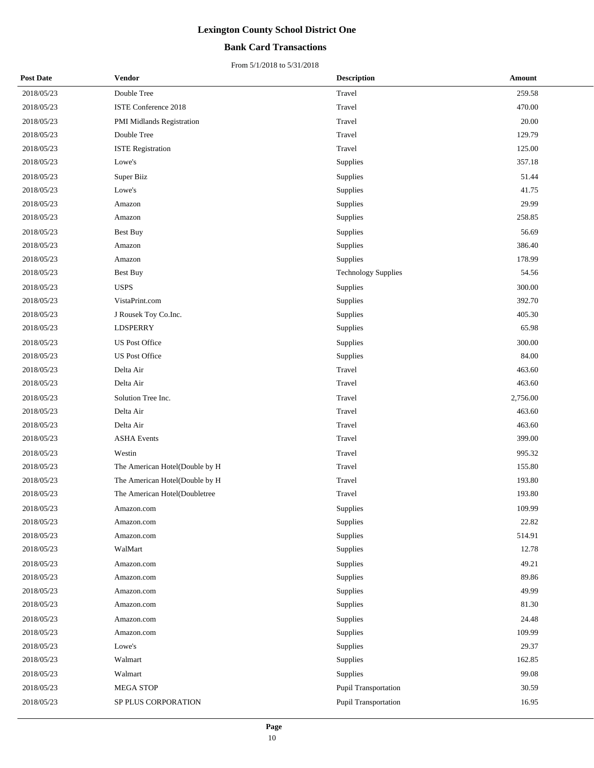# Lexington County School District One

## Bank Card Transactions

From 5/1/2018 to 5/31/2018

| Post Date | Vendor | Description | Amount |
|---|---|---|---|
| 2018/05/23 | Double Tree | Travel | 259.58 |
| 2018/05/23 | ISTE Conference 2018 | Travel | 470.00 |
| 2018/05/23 | PMI Midlands Registration | Travel | 20.00 |
| 2018/05/23 | Double Tree | Travel | 129.79 |
| 2018/05/23 | ISTE Registration | Travel | 125.00 |
| 2018/05/23 | Lowe's | Supplies | 357.18 |
| 2018/05/23 | Super Biiz | Supplies | 51.44 |
| 2018/05/23 | Lowe's | Supplies | 41.75 |
| 2018/05/23 | Amazon | Supplies | 29.99 |
| 2018/05/23 | Amazon | Supplies | 258.85 |
| 2018/05/23 | Best Buy | Supplies | 56.69 |
| 2018/05/23 | Amazon | Supplies | 386.40 |
| 2018/05/23 | Amazon | Supplies | 178.99 |
| 2018/05/23 | Best Buy | Technology Supplies | 54.56 |
| 2018/05/23 | USPS | Supplies | 300.00 |
| 2018/05/23 | VistaPrint.com | Supplies | 392.70 |
| 2018/05/23 | J Rousek Toy Co.Inc. | Supplies | 405.30 |
| 2018/05/23 | LDSPERRY | Supplies | 65.98 |
| 2018/05/23 | US Post Office | Supplies | 300.00 |
| 2018/05/23 | US Post Office | Supplies | 84.00 |
| 2018/05/23 | Delta Air | Travel | 463.60 |
| 2018/05/23 | Delta Air | Travel | 463.60 |
| 2018/05/23 | Solution Tree Inc. | Travel | 2,756.00 |
| 2018/05/23 | Delta Air | Travel | 463.60 |
| 2018/05/23 | Delta Air | Travel | 463.60 |
| 2018/05/23 | ASHA Events | Travel | 399.00 |
| 2018/05/23 | Westin | Travel | 995.32 |
| 2018/05/23 | The American Hotel(Double by H | Travel | 155.80 |
| 2018/05/23 | The American Hotel(Double by H | Travel | 193.80 |
| 2018/05/23 | The American Hotel(Doubletree | Travel | 193.80 |
| 2018/05/23 | Amazon.com | Supplies | 109.99 |
| 2018/05/23 | Amazon.com | Supplies | 22.82 |
| 2018/05/23 | Amazon.com | Supplies | 514.91 |
| 2018/05/23 | WalMart | Supplies | 12.78 |
| 2018/05/23 | Amazon.com | Supplies | 49.21 |
| 2018/05/23 | Amazon.com | Supplies | 89.86 |
| 2018/05/23 | Amazon.com | Supplies | 49.99 |
| 2018/05/23 | Amazon.com | Supplies | 81.30 |
| 2018/05/23 | Amazon.com | Supplies | 24.48 |
| 2018/05/23 | Amazon.com | Supplies | 109.99 |
| 2018/05/23 | Lowe's | Supplies | 29.37 |
| 2018/05/23 | Walmart | Supplies | 162.85 |
| 2018/05/23 | Walmart | Supplies | 99.08 |
| 2018/05/23 | MEGA STOP | Pupil Transportation | 30.59 |
| 2018/05/23 | SP PLUS CORPORATION | Pupil Transportation | 16.95 |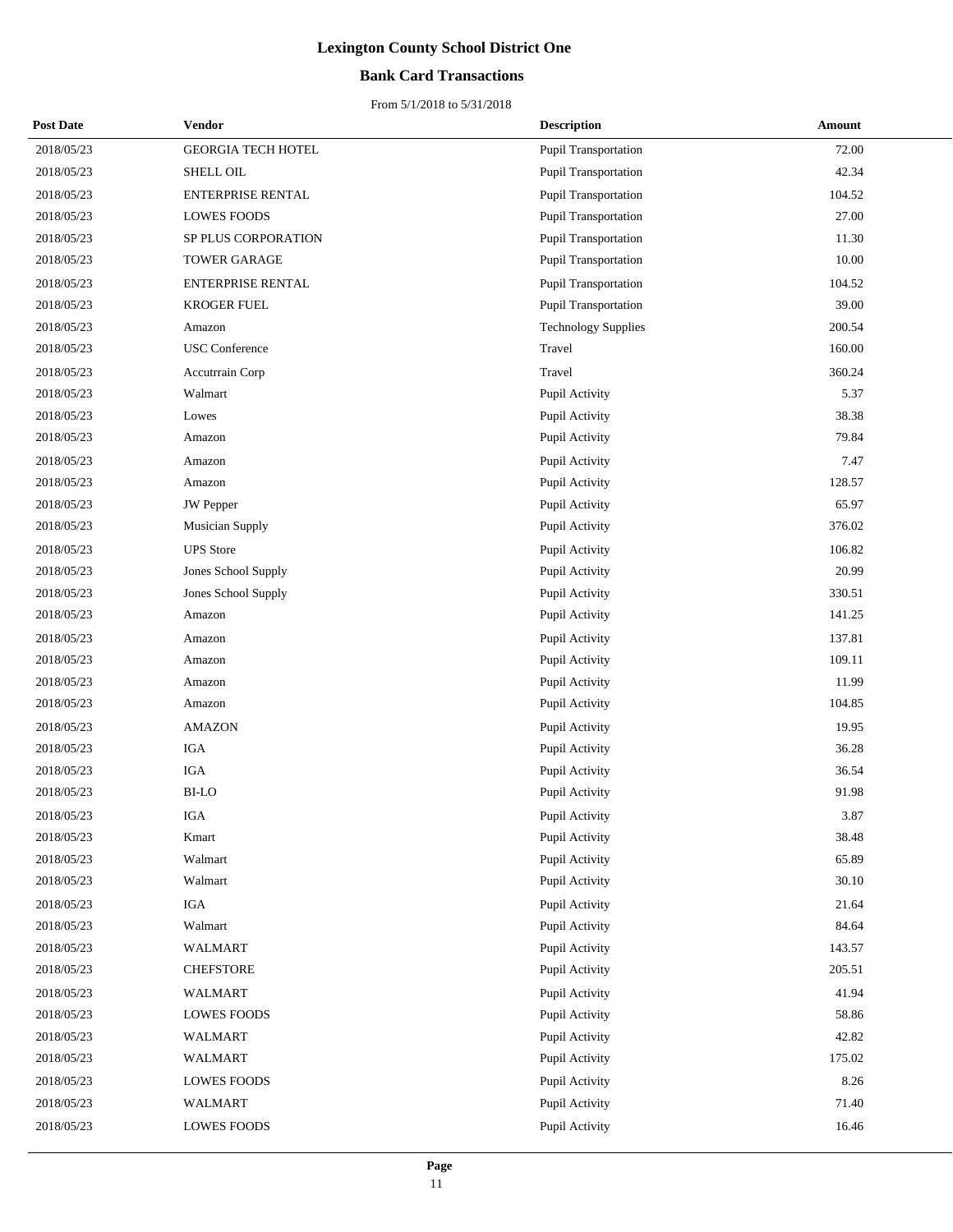# Lexington County School District One

## Bank Card Transactions

From 5/1/2018 to 5/31/2018

| Post Date | Vendor | Description | Amount |
|---|---|---|---|
| 2018/05/23 | GEORGIA TECH HOTEL | Pupil Transportation | 72.00 |
| 2018/05/23 | SHELL OIL | Pupil Transportation | 42.34 |
| 2018/05/23 | ENTERPRISE RENTAL | Pupil Transportation | 104.52 |
| 2018/05/23 | LOWES FOODS | Pupil Transportation | 27.00 |
| 2018/05/23 | SP PLUS CORPORATION | Pupil Transportation | 11.30 |
| 2018/05/23 | TOWER GARAGE | Pupil Transportation | 10.00 |
| 2018/05/23 | ENTERPRISE RENTAL | Pupil Transportation | 104.52 |
| 2018/05/23 | KROGER FUEL | Pupil Transportation | 39.00 |
| 2018/05/23 | Amazon | Technology Supplies | 200.54 |
| 2018/05/23 | USC Conference | Travel | 160.00 |
| 2018/05/23 | Accutrrain Corp | Travel | 360.24 |
| 2018/05/23 | Walmart | Pupil Activity | 5.37 |
| 2018/05/23 | Lowes | Pupil Activity | 38.38 |
| 2018/05/23 | Amazon | Pupil Activity | 79.84 |
| 2018/05/23 | Amazon | Pupil Activity | 7.47 |
| 2018/05/23 | Amazon | Pupil Activity | 128.57 |
| 2018/05/23 | JW Pepper | Pupil Activity | 65.97 |
| 2018/05/23 | Musician Supply | Pupil Activity | 376.02 |
| 2018/05/23 | UPS Store | Pupil Activity | 106.82 |
| 2018/05/23 | Jones School Supply | Pupil Activity | 20.99 |
| 2018/05/23 | Jones School Supply | Pupil Activity | 330.51 |
| 2018/05/23 | Amazon | Pupil Activity | 141.25 |
| 2018/05/23 | Amazon | Pupil Activity | 137.81 |
| 2018/05/23 | Amazon | Pupil Activity | 109.11 |
| 2018/05/23 | Amazon | Pupil Activity | 11.99 |
| 2018/05/23 | Amazon | Pupil Activity | 104.85 |
| 2018/05/23 | AMAZON | Pupil Activity | 19.95 |
| 2018/05/23 | IGA | Pupil Activity | 36.28 |
| 2018/05/23 | IGA | Pupil Activity | 36.54 |
| 2018/05/23 | BI-LO | Pupil Activity | 91.98 |
| 2018/05/23 | IGA | Pupil Activity | 3.87 |
| 2018/05/23 | Kmart | Pupil Activity | 38.48 |
| 2018/05/23 | Walmart | Pupil Activity | 65.89 |
| 2018/05/23 | Walmart | Pupil Activity | 30.10 |
| 2018/05/23 | IGA | Pupil Activity | 21.64 |
| 2018/05/23 | Walmart | Pupil Activity | 84.64 |
| 2018/05/23 | WALMART | Pupil Activity | 143.57 |
| 2018/05/23 | CHEFSTORE | Pupil Activity | 205.51 |
| 2018/05/23 | WALMART | Pupil Activity | 41.94 |
| 2018/05/23 | LOWES FOODS | Pupil Activity | 58.86 |
| 2018/05/23 | WALMART | Pupil Activity | 42.82 |
| 2018/05/23 | WALMART | Pupil Activity | 175.02 |
| 2018/05/23 | LOWES FOODS | Pupil Activity | 8.26 |
| 2018/05/23 | WALMART | Pupil Activity | 71.40 |
| 2018/05/23 | LOWES FOODS | Pupil Activity | 16.46 |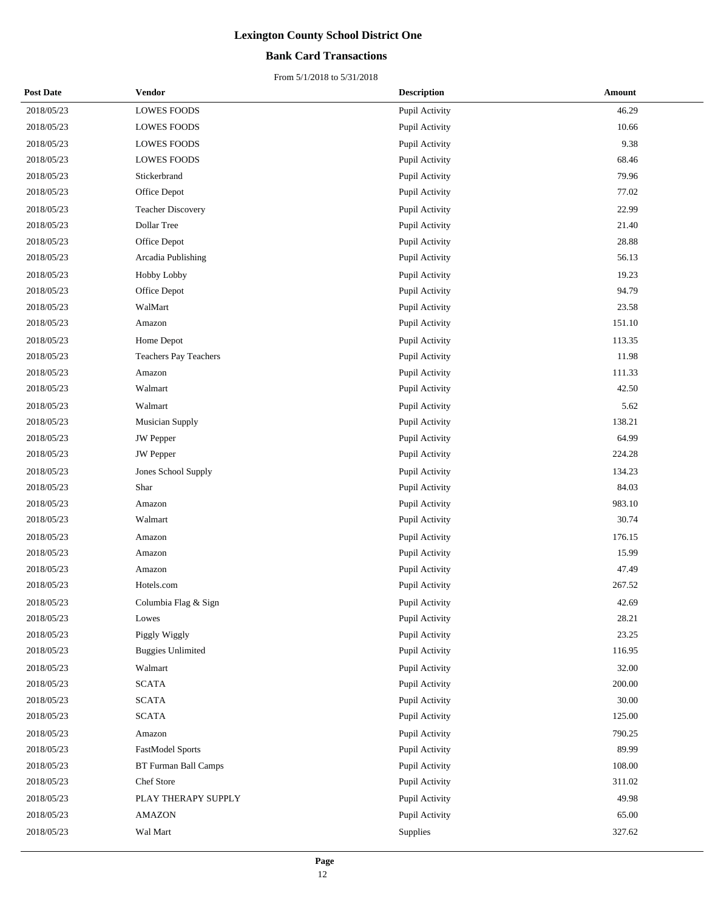# Lexington County School District One

## Bank Card Transactions

From 5/1/2018 to 5/31/2018

| Post Date | Vendor | Description | Amount |
|---|---|---|---|
| 2018/05/23 | LOWES FOODS | Pupil Activity | 46.29 |
| 2018/05/23 | LOWES FOODS | Pupil Activity | 10.66 |
| 2018/05/23 | LOWES FOODS | Pupil Activity | 9.38 |
| 2018/05/23 | LOWES FOODS | Pupil Activity | 68.46 |
| 2018/05/23 | Stickerbrand | Pupil Activity | 79.96 |
| 2018/05/23 | Office Depot | Pupil Activity | 77.02 |
| 2018/05/23 | Teacher Discovery | Pupil Activity | 22.99 |
| 2018/05/23 | Dollar Tree | Pupil Activity | 21.40 |
| 2018/05/23 | Office Depot | Pupil Activity | 28.88 |
| 2018/05/23 | Arcadia Publishing | Pupil Activity | 56.13 |
| 2018/05/23 | Hobby Lobby | Pupil Activity | 19.23 |
| 2018/05/23 | Office Depot | Pupil Activity | 94.79 |
| 2018/05/23 | WalMart | Pupil Activity | 23.58 |
| 2018/05/23 | Amazon | Pupil Activity | 151.10 |
| 2018/05/23 | Home Depot | Pupil Activity | 113.35 |
| 2018/05/23 | Teachers Pay Teachers | Pupil Activity | 11.98 |
| 2018/05/23 | Amazon | Pupil Activity | 111.33 |
| 2018/05/23 | Walmart | Pupil Activity | 42.50 |
| 2018/05/23 | Walmart | Pupil Activity | 5.62 |
| 2018/05/23 | Musician Supply | Pupil Activity | 138.21 |
| 2018/05/23 | JW Pepper | Pupil Activity | 64.99 |
| 2018/05/23 | JW Pepper | Pupil Activity | 224.28 |
| 2018/05/23 | Jones School Supply | Pupil Activity | 134.23 |
| 2018/05/23 | Shar | Pupil Activity | 84.03 |
| 2018/05/23 | Amazon | Pupil Activity | 983.10 |
| 2018/05/23 | Walmart | Pupil Activity | 30.74 |
| 2018/05/23 | Amazon | Pupil Activity | 176.15 |
| 2018/05/23 | Amazon | Pupil Activity | 15.99 |
| 2018/05/23 | Amazon | Pupil Activity | 47.49 |
| 2018/05/23 | Hotels.com | Pupil Activity | 267.52 |
| 2018/05/23 | Columbia Flag & Sign | Pupil Activity | 42.69 |
| 2018/05/23 | Lowes | Pupil Activity | 28.21 |
| 2018/05/23 | Piggly Wiggly | Pupil Activity | 23.25 |
| 2018/05/23 | Buggies Unlimited | Pupil Activity | 116.95 |
| 2018/05/23 | Walmart | Pupil Activity | 32.00 |
| 2018/05/23 | SCATA | Pupil Activity | 200.00 |
| 2018/05/23 | SCATA | Pupil Activity | 30.00 |
| 2018/05/23 | SCATA | Pupil Activity | 125.00 |
| 2018/05/23 | Amazon | Pupil Activity | 790.25 |
| 2018/05/23 | FastModel Sports | Pupil Activity | 89.99 |
| 2018/05/23 | BT Furman Ball Camps | Pupil Activity | 108.00 |
| 2018/05/23 | Chef Store | Pupil Activity | 311.02 |
| 2018/05/23 | PLAY THERAPY SUPPLY | Pupil Activity | 49.98 |
| 2018/05/23 | AMAZON | Pupil Activity | 65.00 |
| 2018/05/23 | Wal Mart | Supplies | 327.62 |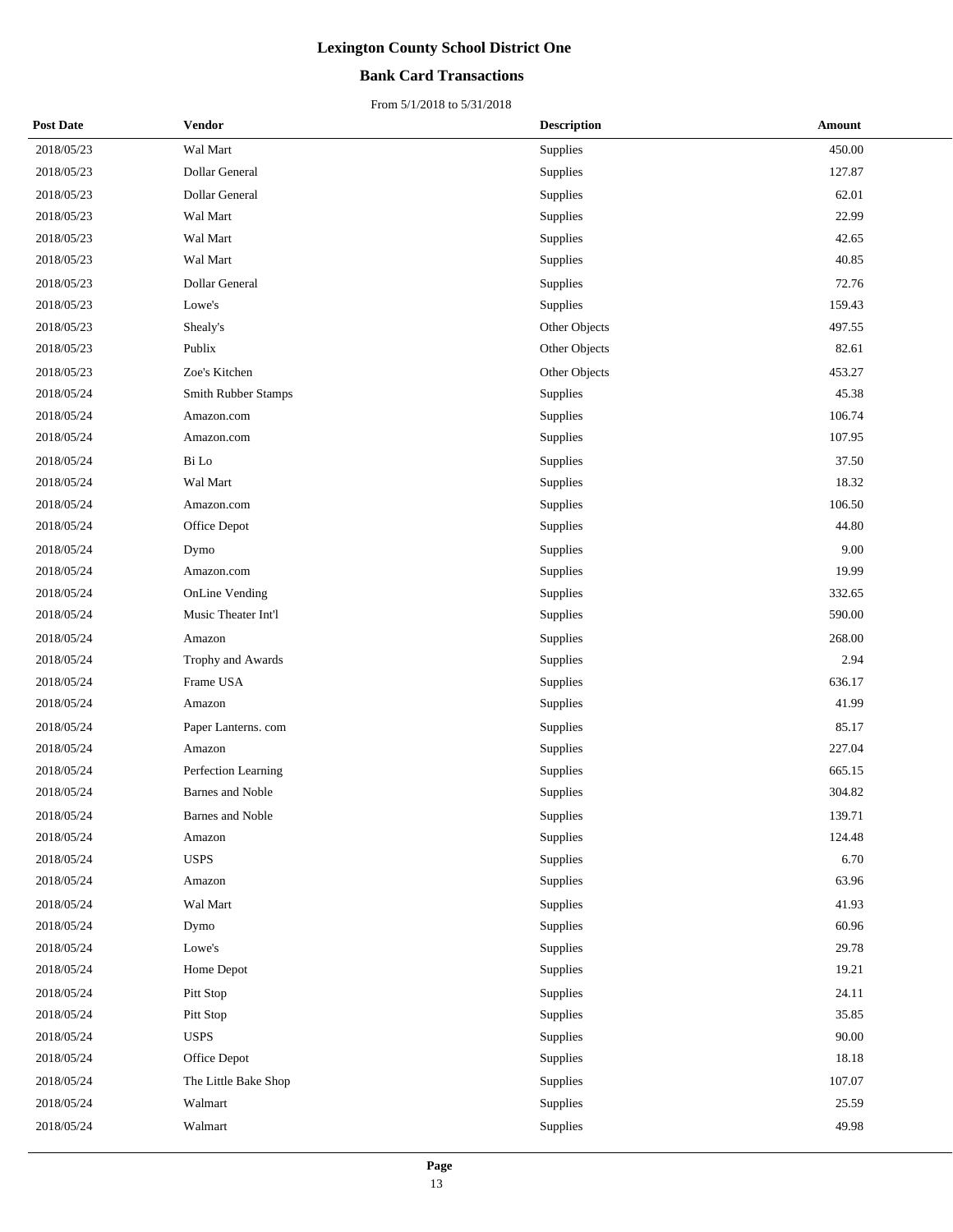# Lexington County School District One

## Bank Card Transactions

From 5/1/2018 to 5/31/2018

| Post Date | Vendor | Description | Amount |
|---|---|---|---|
| 2018/05/23 | Wal Mart | Supplies | 450.00 |
| 2018/05/23 | Dollar General | Supplies | 127.87 |
| 2018/05/23 | Dollar General | Supplies | 62.01 |
| 2018/05/23 | Wal Mart | Supplies | 22.99 |
| 2018/05/23 | Wal Mart | Supplies | 42.65 |
| 2018/05/23 | Wal Mart | Supplies | 40.85 |
| 2018/05/23 | Dollar General | Supplies | 72.76 |
| 2018/05/23 | Lowe's | Supplies | 159.43 |
| 2018/05/23 | Shealy's | Other Objects | 497.55 |
| 2018/05/23 | Publix | Other Objects | 82.61 |
| 2018/05/23 | Zoe's Kitchen | Other Objects | 453.27 |
| 2018/05/24 | Smith Rubber Stamps | Supplies | 45.38 |
| 2018/05/24 | Amazon.com | Supplies | 106.74 |
| 2018/05/24 | Amazon.com | Supplies | 107.95 |
| 2018/05/24 | Bi Lo | Supplies | 37.50 |
| 2018/05/24 | Wal Mart | Supplies | 18.32 |
| 2018/05/24 | Amazon.com | Supplies | 106.50 |
| 2018/05/24 | Office Depot | Supplies | 44.80 |
| 2018/05/24 | Dymo | Supplies | 9.00 |
| 2018/05/24 | Amazon.com | Supplies | 19.99 |
| 2018/05/24 | OnLine Vending | Supplies | 332.65 |
| 2018/05/24 | Music Theater Int'l | Supplies | 590.00 |
| 2018/05/24 | Amazon | Supplies | 268.00 |
| 2018/05/24 | Trophy and Awards | Supplies | 2.94 |
| 2018/05/24 | Frame USA | Supplies | 636.17 |
| 2018/05/24 | Amazon | Supplies | 41.99 |
| 2018/05/24 | Paper Lanterns. com | Supplies | 85.17 |
| 2018/05/24 | Amazon | Supplies | 227.04 |
| 2018/05/24 | Perfection Learning | Supplies | 665.15 |
| 2018/05/24 | Barnes and Noble | Supplies | 304.82 |
| 2018/05/24 | Barnes and Noble | Supplies | 139.71 |
| 2018/05/24 | Amazon | Supplies | 124.48 |
| 2018/05/24 | USPS | Supplies | 6.70 |
| 2018/05/24 | Amazon | Supplies | 63.96 |
| 2018/05/24 | Wal Mart | Supplies | 41.93 |
| 2018/05/24 | Dymo | Supplies | 60.96 |
| 2018/05/24 | Lowe's | Supplies | 29.78 |
| 2018/05/24 | Home Depot | Supplies | 19.21 |
| 2018/05/24 | Pitt Stop | Supplies | 24.11 |
| 2018/05/24 | Pitt Stop | Supplies | 35.85 |
| 2018/05/24 | USPS | Supplies | 90.00 |
| 2018/05/24 | Office Depot | Supplies | 18.18 |
| 2018/05/24 | The Little Bake Shop | Supplies | 107.07 |
| 2018/05/24 | Walmart | Supplies | 25.59 |
| 2018/05/24 | Walmart | Supplies | 49.98 |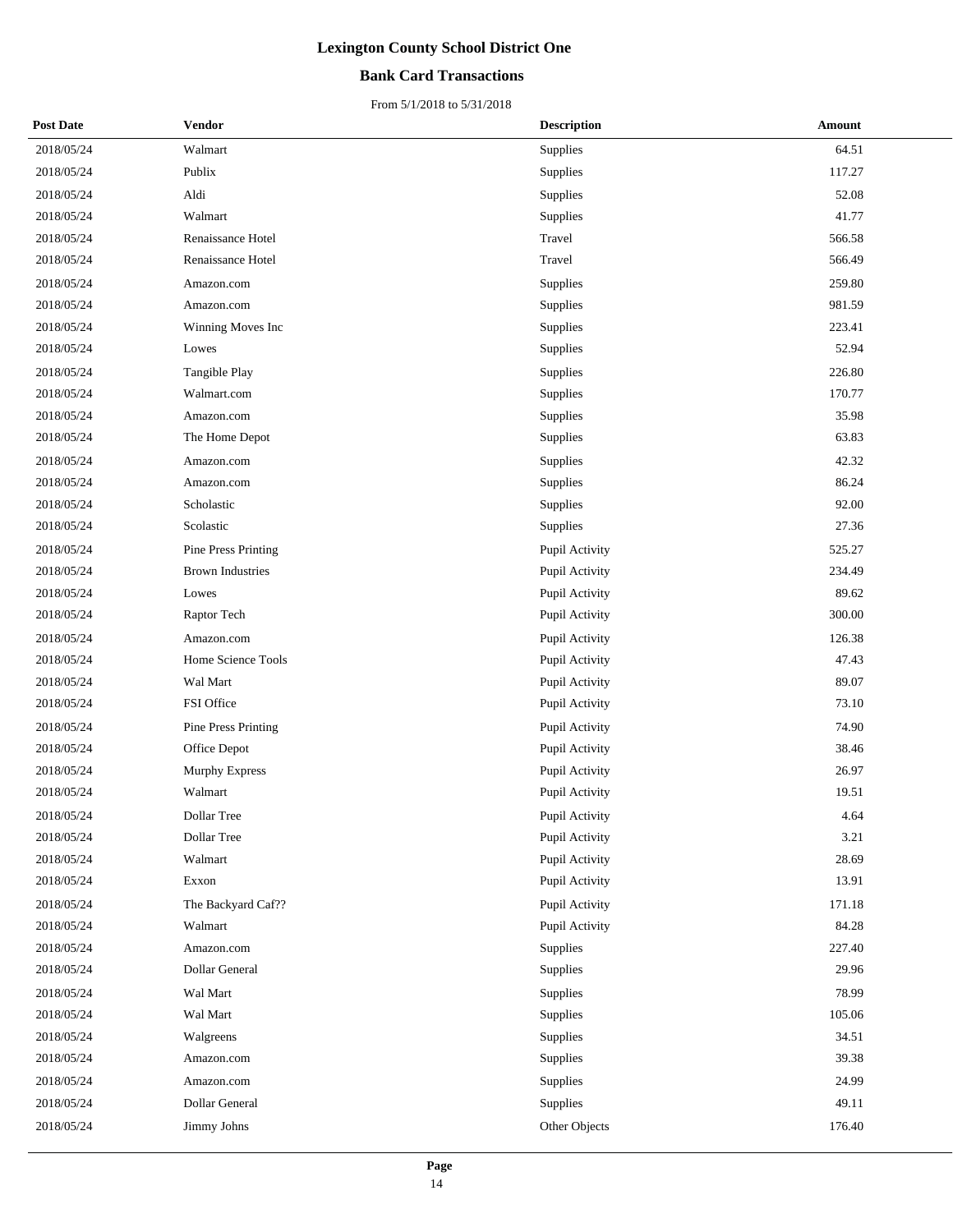# Lexington County School District One

## Bank Card Transactions

From 5/1/2018 to 5/31/2018

| Post Date | Vendor | Description | Amount |
|---|---|---|---|
| 2018/05/24 | Walmart | Supplies | 64.51 |
| 2018/05/24 | Publix | Supplies | 117.27 |
| 2018/05/24 | Aldi | Supplies | 52.08 |
| 2018/05/24 | Walmart | Supplies | 41.77 |
| 2018/05/24 | Renaissance Hotel | Travel | 566.58 |
| 2018/05/24 | Renaissance Hotel | Travel | 566.49 |
| 2018/05/24 | Amazon.com | Supplies | 259.80 |
| 2018/05/24 | Amazon.com | Supplies | 981.59 |
| 2018/05/24 | Winning Moves Inc | Supplies | 223.41 |
| 2018/05/24 | Lowes | Supplies | 52.94 |
| 2018/05/24 | Tangible Play | Supplies | 226.80 |
| 2018/05/24 | Walmart.com | Supplies | 170.77 |
| 2018/05/24 | Amazon.com | Supplies | 35.98 |
| 2018/05/24 | The Home Depot | Supplies | 63.83 |
| 2018/05/24 | Amazon.com | Supplies | 42.32 |
| 2018/05/24 | Amazon.com | Supplies | 86.24 |
| 2018/05/24 | Scholastic | Supplies | 92.00 |
| 2018/05/24 | Scolastic | Supplies | 27.36 |
| 2018/05/24 | Pine Press Printing | Pupil Activity | 525.27 |
| 2018/05/24 | Brown Industries | Pupil Activity | 234.49 |
| 2018/05/24 | Lowes | Pupil Activity | 89.62 |
| 2018/05/24 | Raptor Tech | Pupil Activity | 300.00 |
| 2018/05/24 | Amazon.com | Pupil Activity | 126.38 |
| 2018/05/24 | Home Science Tools | Pupil Activity | 47.43 |
| 2018/05/24 | Wal Mart | Pupil Activity | 89.07 |
| 2018/05/24 | FSI Office | Pupil Activity | 73.10 |
| 2018/05/24 | Pine Press Printing | Pupil Activity | 74.90 |
| 2018/05/24 | Office Depot | Pupil Activity | 38.46 |
| 2018/05/24 | Murphy Express | Pupil Activity | 26.97 |
| 2018/05/24 | Walmart | Pupil Activity | 19.51 |
| 2018/05/24 | Dollar Tree | Pupil Activity | 4.64 |
| 2018/05/24 | Dollar Tree | Pupil Activity | 3.21 |
| 2018/05/24 | Walmart | Pupil Activity | 28.69 |
| 2018/05/24 | Exxon | Pupil Activity | 13.91 |
| 2018/05/24 | The Backyard Caf?? | Pupil Activity | 171.18 |
| 2018/05/24 | Walmart | Pupil Activity | 84.28 |
| 2018/05/24 | Amazon.com | Supplies | 227.40 |
| 2018/05/24 | Dollar General | Supplies | 29.96 |
| 2018/05/24 | Wal Mart | Supplies | 78.99 |
| 2018/05/24 | Wal Mart | Supplies | 105.06 |
| 2018/05/24 | Walgreens | Supplies | 34.51 |
| 2018/05/24 | Amazon.com | Supplies | 39.38 |
| 2018/05/24 | Amazon.com | Supplies | 24.99 |
| 2018/05/24 | Dollar General | Supplies | 49.11 |
| 2018/05/24 | Jimmy Johns | Other Objects | 176.40 |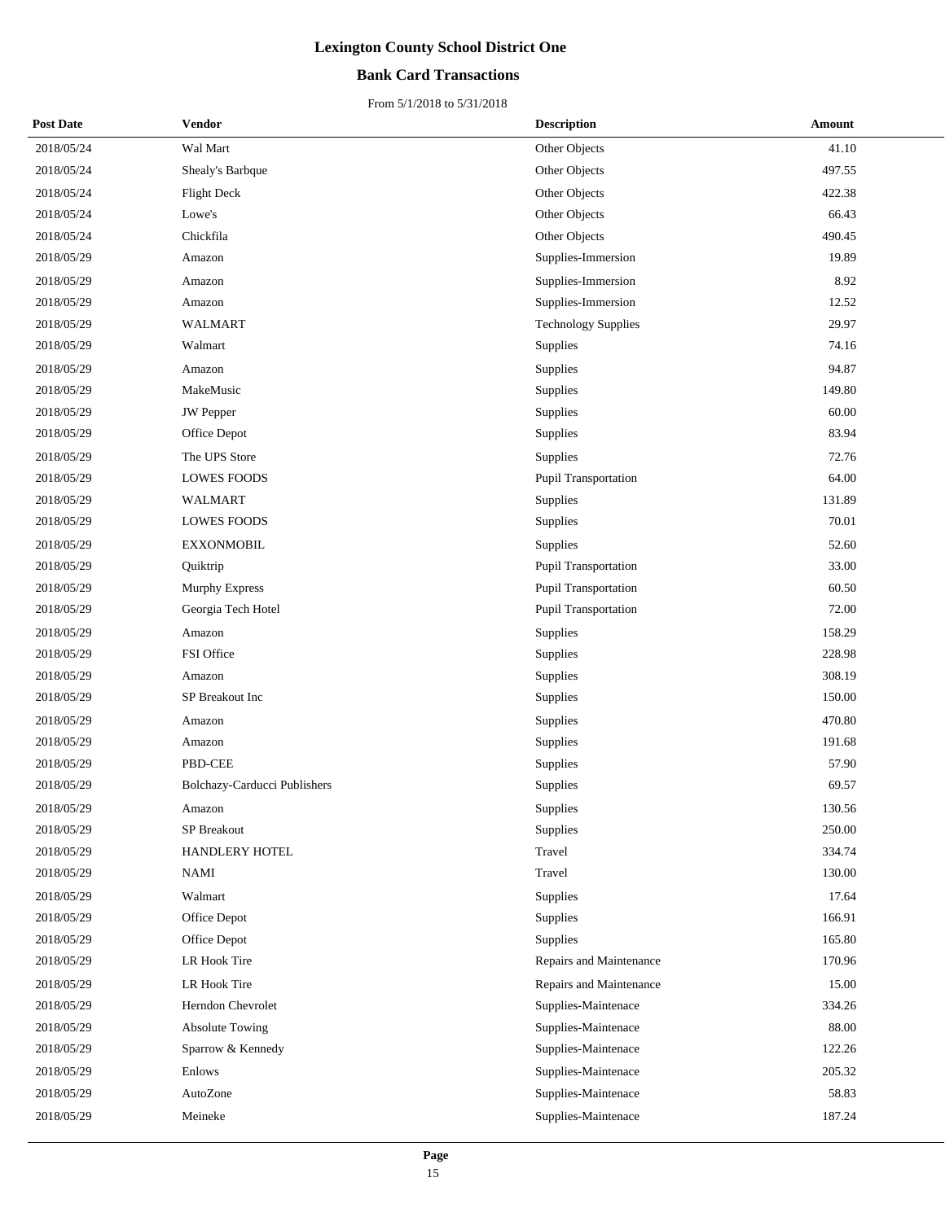# Lexington County School District One

## Bank Card Transactions

From 5/1/2018 to 5/31/2018

| Post Date | Vendor | Description | Amount |
|---|---|---|---|
| 2018/05/24 | Wal Mart | Other Objects | 41.10 |
| 2018/05/24 | Shealy's Barbque | Other Objects | 497.55 |
| 2018/05/24 | Flight Deck | Other Objects | 422.38 |
| 2018/05/24 | Lowe's | Other Objects | 66.43 |
| 2018/05/24 | Chickfila | Other Objects | 490.45 |
| 2018/05/29 | Amazon | Supplies-Immersion | 19.89 |
| 2018/05/29 | Amazon | Supplies-Immersion | 8.92 |
| 2018/05/29 | Amazon | Supplies-Immersion | 12.52 |
| 2018/05/29 | WALMART | Technology Supplies | 29.97 |
| 2018/05/29 | Walmart | Supplies | 74.16 |
| 2018/05/29 | Amazon | Supplies | 94.87 |
| 2018/05/29 | MakeMusic | Supplies | 149.80 |
| 2018/05/29 | JW Pepper | Supplies | 60.00 |
| 2018/05/29 | Office Depot | Supplies | 83.94 |
| 2018/05/29 | The UPS Store | Supplies | 72.76 |
| 2018/05/29 | LOWES FOODS | Pupil Transportation | 64.00 |
| 2018/05/29 | WALMART | Supplies | 131.89 |
| 2018/05/29 | LOWES FOODS | Supplies | 70.01 |
| 2018/05/29 | EXXONMOBIL | Supplies | 52.60 |
| 2018/05/29 | Quiktrip | Pupil Transportation | 33.00 |
| 2018/05/29 | Murphy Express | Pupil Transportation | 60.50 |
| 2018/05/29 | Georgia Tech Hotel | Pupil Transportation | 72.00 |
| 2018/05/29 | Amazon | Supplies | 158.29 |
| 2018/05/29 | FSI Office | Supplies | 228.98 |
| 2018/05/29 | Amazon | Supplies | 308.19 |
| 2018/05/29 | SP Breakout Inc | Supplies | 150.00 |
| 2018/05/29 | Amazon | Supplies | 470.80 |
| 2018/05/29 | Amazon | Supplies | 191.68 |
| 2018/05/29 | PBD-CEE | Supplies | 57.90 |
| 2018/05/29 | Bolchazy-Carducci Publishers | Supplies | 69.57 |
| 2018/05/29 | Amazon | Supplies | 130.56 |
| 2018/05/29 | SP Breakout | Supplies | 250.00 |
| 2018/05/29 | HANDLERY HOTEL | Travel | 334.74 |
| 2018/05/29 | NAMI | Travel | 130.00 |
| 2018/05/29 | Walmart | Supplies | 17.64 |
| 2018/05/29 | Office Depot | Supplies | 166.91 |
| 2018/05/29 | Office Depot | Supplies | 165.80 |
| 2018/05/29 | LR Hook Tire | Repairs and Maintenance | 170.96 |
| 2018/05/29 | LR Hook Tire | Repairs and Maintenance | 15.00 |
| 2018/05/29 | Herndon Chevrolet | Supplies-Maintenace | 334.26 |
| 2018/05/29 | Absolute Towing | Supplies-Maintenace | 88.00 |
| 2018/05/29 | Sparrow & Kennedy | Supplies-Maintenace | 122.26 |
| 2018/05/29 | Enlows | Supplies-Maintenace | 205.32 |
| 2018/05/29 | AutoZone | Supplies-Maintenace | 58.83 |
| 2018/05/29 | Meineke | Supplies-Maintenace | 187.24 |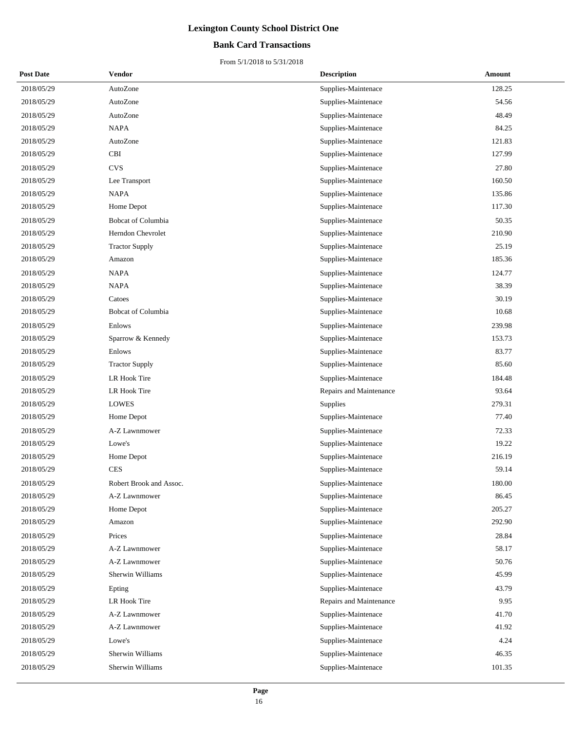# Lexington County School District One

## Bank Card Transactions

From 5/1/2018 to 5/31/2018

| Post Date | Vendor | Description | Amount |
|---|---|---|---|
| 2018/05/29 | AutoZone | Supplies-Maintenace | 128.25 |
| 2018/05/29 | AutoZone | Supplies-Maintenace | 54.56 |
| 2018/05/29 | AutoZone | Supplies-Maintenace | 48.49 |
| 2018/05/29 | NAPA | Supplies-Maintenace | 84.25 |
| 2018/05/29 | AutoZone | Supplies-Maintenace | 121.83 |
| 2018/05/29 | CBI | Supplies-Maintenace | 127.99 |
| 2018/05/29 | CVS | Supplies-Maintenace | 27.80 |
| 2018/05/29 | Lee Transport | Supplies-Maintenace | 160.50 |
| 2018/05/29 | NAPA | Supplies-Maintenace | 135.86 |
| 2018/05/29 | Home Depot | Supplies-Maintenace | 117.30 |
| 2018/05/29 | Bobcat of Columbia | Supplies-Maintenace | 50.35 |
| 2018/05/29 | Herndon Chevrolet | Supplies-Maintenace | 210.90 |
| 2018/05/29 | Tractor Supply | Supplies-Maintenace | 25.19 |
| 2018/05/29 | Amazon | Supplies-Maintenace | 185.36 |
| 2018/05/29 | NAPA | Supplies-Maintenace | 124.77 |
| 2018/05/29 | NAPA | Supplies-Maintenace | 38.39 |
| 2018/05/29 | Catoes | Supplies-Maintenace | 30.19 |
| 2018/05/29 | Bobcat of Columbia | Supplies-Maintenace | 10.68 |
| 2018/05/29 | Enlows | Supplies-Maintenace | 239.98 |
| 2018/05/29 | Sparrow & Kennedy | Supplies-Maintenace | 153.73 |
| 2018/05/29 | Enlows | Supplies-Maintenace | 83.77 |
| 2018/05/29 | Tractor Supply | Supplies-Maintenace | 85.60 |
| 2018/05/29 | LR Hook Tire | Supplies-Maintenace | 184.48 |
| 2018/05/29 | LR Hook Tire | Repairs and Maintenance | 93.64 |
| 2018/05/29 | LOWES | Supplies | 279.31 |
| 2018/05/29 | Home Depot | Supplies-Maintenace | 77.40 |
| 2018/05/29 | A-Z Lawnmower | Supplies-Maintenace | 72.33 |
| 2018/05/29 | Lowe's | Supplies-Maintenace | 19.22 |
| 2018/05/29 | Home Depot | Supplies-Maintenace | 216.19 |
| 2018/05/29 | CES | Supplies-Maintenace | 59.14 |
| 2018/05/29 | Robert Brook and Assoc. | Supplies-Maintenace | 180.00 |
| 2018/05/29 | A-Z Lawnmower | Supplies-Maintenace | 86.45 |
| 2018/05/29 | Home Depot | Supplies-Maintenace | 205.27 |
| 2018/05/29 | Amazon | Supplies-Maintenace | 292.90 |
| 2018/05/29 | Prices | Supplies-Maintenace | 28.84 |
| 2018/05/29 | A-Z Lawnmower | Supplies-Maintenace | 58.17 |
| 2018/05/29 | A-Z Lawnmower | Supplies-Maintenace | 50.76 |
| 2018/05/29 | Sherwin Williams | Supplies-Maintenace | 45.99 |
| 2018/05/29 | Epting | Supplies-Maintenace | 43.79 |
| 2018/05/29 | LR Hook Tire | Repairs and Maintenance | 9.95 |
| 2018/05/29 | A-Z Lawnmower | Supplies-Maintenace | 41.70 |
| 2018/05/29 | A-Z Lawnmower | Supplies-Maintenace | 41.92 |
| 2018/05/29 | Lowe's | Supplies-Maintenace | 4.24 |
| 2018/05/29 | Sherwin Williams | Supplies-Maintenace | 46.35 |
| 2018/05/29 | Sherwin Williams | Supplies-Maintenace | 101.35 |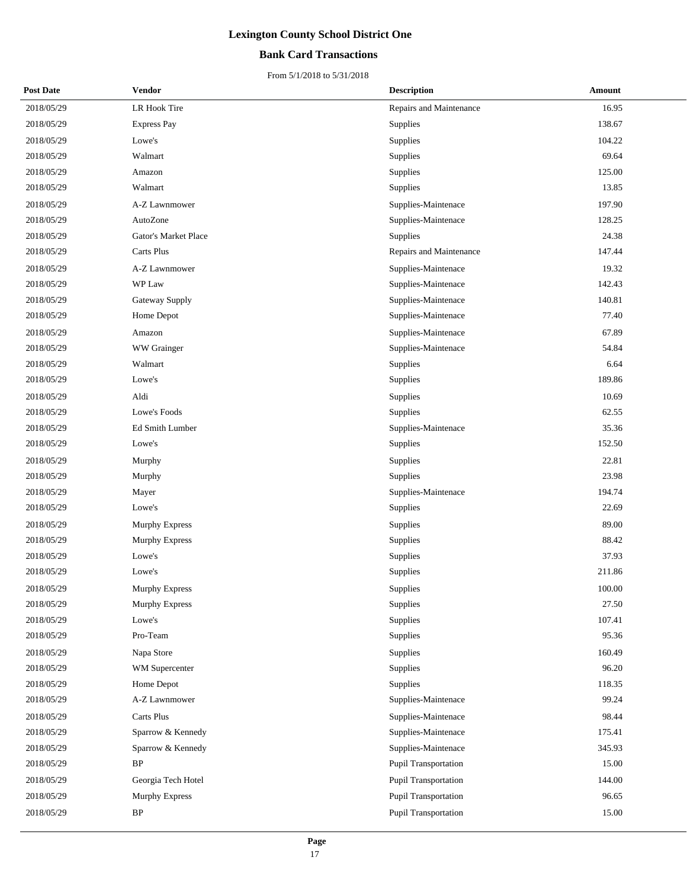# Lexington County School District One

## Bank Card Transactions

From 5/1/2018 to 5/31/2018

| Post Date | Vendor | Description | Amount |
|---|---|---|---|
| 2018/05/29 | LR Hook Tire | Repairs and Maintenance | 16.95 |
| 2018/05/29 | Express Pay | Supplies | 138.67 |
| 2018/05/29 | Lowe's | Supplies | 104.22 |
| 2018/05/29 | Walmart | Supplies | 69.64 |
| 2018/05/29 | Amazon | Supplies | 125.00 |
| 2018/05/29 | Walmart | Supplies | 13.85 |
| 2018/05/29 | A-Z Lawnmower | Supplies-Maintenace | 197.90 |
| 2018/05/29 | AutoZone | Supplies-Maintenace | 128.25 |
| 2018/05/29 | Gator's Market Place | Supplies | 24.38 |
| 2018/05/29 | Carts Plus | Repairs and Maintenance | 147.44 |
| 2018/05/29 | A-Z Lawnmower | Supplies-Maintenace | 19.32 |
| 2018/05/29 | WP Law | Supplies-Maintenace | 142.43 |
| 2018/05/29 | Gateway Supply | Supplies-Maintenace | 140.81 |
| 2018/05/29 | Home Depot | Supplies-Maintenace | 77.40 |
| 2018/05/29 | Amazon | Supplies-Maintenace | 67.89 |
| 2018/05/29 | WW Grainger | Supplies-Maintenace | 54.84 |
| 2018/05/29 | Walmart | Supplies | 6.64 |
| 2018/05/29 | Lowe's | Supplies | 189.86 |
| 2018/05/29 | Aldi | Supplies | 10.69 |
| 2018/05/29 | Lowe's Foods | Supplies | 62.55 |
| 2018/05/29 | Ed Smith Lumber | Supplies-Maintenace | 35.36 |
| 2018/05/29 | Lowe's | Supplies | 152.50 |
| 2018/05/29 | Murphy | Supplies | 22.81 |
| 2018/05/29 | Murphy | Supplies | 23.98 |
| 2018/05/29 | Mayer | Supplies-Maintenace | 194.74 |
| 2018/05/29 | Lowe's | Supplies | 22.69 |
| 2018/05/29 | Murphy Express | Supplies | 89.00 |
| 2018/05/29 | Murphy Express | Supplies | 88.42 |
| 2018/05/29 | Lowe's | Supplies | 37.93 |
| 2018/05/29 | Lowe's | Supplies | 211.86 |
| 2018/05/29 | Murphy Express | Supplies | 100.00 |
| 2018/05/29 | Murphy Express | Supplies | 27.50 |
| 2018/05/29 | Lowe's | Supplies | 107.41 |
| 2018/05/29 | Pro-Team | Supplies | 95.36 |
| 2018/05/29 | Napa Store | Supplies | 160.49 |
| 2018/05/29 | WM Supercenter | Supplies | 96.20 |
| 2018/05/29 | Home Depot | Supplies | 118.35 |
| 2018/05/29 | A-Z Lawnmower | Supplies-Maintenace | 99.24 |
| 2018/05/29 | Carts Plus | Supplies-Maintenace | 98.44 |
| 2018/05/29 | Sparrow & Kennedy | Supplies-Maintenace | 175.41 |
| 2018/05/29 | Sparrow & Kennedy | Supplies-Maintenace | 345.93 |
| 2018/05/29 | BP | Pupil Transportation | 15.00 |
| 2018/05/29 | Georgia Tech Hotel | Pupil Transportation | 144.00 |
| 2018/05/29 | Murphy Express | Pupil Transportation | 96.65 |
| 2018/05/29 | BP | Pupil Transportation | 15.00 |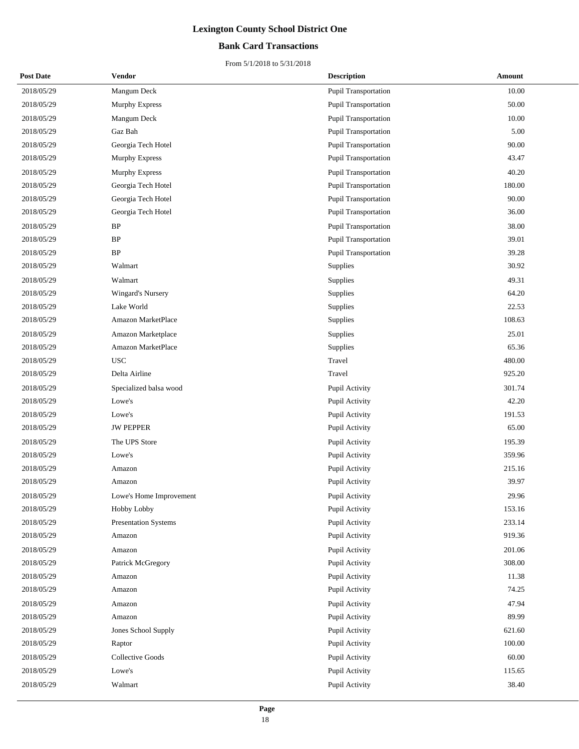# Lexington County School District One

## Bank Card Transactions

From 5/1/2018 to 5/31/2018

| Post Date | Vendor | Description | Amount |
|---|---|---|---|
| 2018/05/29 | Mangum Deck | Pupil Transportation | 10.00 |
| 2018/05/29 | Murphy Express | Pupil Transportation | 50.00 |
| 2018/05/29 | Mangum Deck | Pupil Transportation | 10.00 |
| 2018/05/29 | Gaz Bah | Pupil Transportation | 5.00 |
| 2018/05/29 | Georgia Tech Hotel | Pupil Transportation | 90.00 |
| 2018/05/29 | Murphy Express | Pupil Transportation | 43.47 |
| 2018/05/29 | Murphy Express | Pupil Transportation | 40.20 |
| 2018/05/29 | Georgia Tech Hotel | Pupil Transportation | 180.00 |
| 2018/05/29 | Georgia Tech Hotel | Pupil Transportation | 90.00 |
| 2018/05/29 | Georgia Tech Hotel | Pupil Transportation | 36.00 |
| 2018/05/29 | BP | Pupil Transportation | 38.00 |
| 2018/05/29 | BP | Pupil Transportation | 39.01 |
| 2018/05/29 | BP | Pupil Transportation | 39.28 |
| 2018/05/29 | Walmart | Supplies | 30.92 |
| 2018/05/29 | Walmart | Supplies | 49.31 |
| 2018/05/29 | Wingard's Nursery | Supplies | 64.20 |
| 2018/05/29 | Lake World | Supplies | 22.53 |
| 2018/05/29 | Amazon MarketPlace | Supplies | 108.63 |
| 2018/05/29 | Amazon Marketplace | Supplies | 25.01 |
| 2018/05/29 | Amazon MarketPlace | Supplies | 65.36 |
| 2018/05/29 | USC | Travel | 480.00 |
| 2018/05/29 | Delta Airline | Travel | 925.20 |
| 2018/05/29 | Specialized balsa wood | Pupil Activity | 301.74 |
| 2018/05/29 | Lowe's | Pupil Activity | 42.20 |
| 2018/05/29 | Lowe's | Pupil Activity | 191.53 |
| 2018/05/29 | JW PEPPER | Pupil Activity | 65.00 |
| 2018/05/29 | The UPS Store | Pupil Activity | 195.39 |
| 2018/05/29 | Lowe's | Pupil Activity | 359.96 |
| 2018/05/29 | Amazon | Pupil Activity | 215.16 |
| 2018/05/29 | Amazon | Pupil Activity | 39.97 |
| 2018/05/29 | Lowe's Home Improvement | Pupil Activity | 29.96 |
| 2018/05/29 | Hobby Lobby | Pupil Activity | 153.16 |
| 2018/05/29 | Presentation Systems | Pupil Activity | 233.14 |
| 2018/05/29 | Amazon | Pupil Activity | 919.36 |
| 2018/05/29 | Amazon | Pupil Activity | 201.06 |
| 2018/05/29 | Patrick McGregory | Pupil Activity | 308.00 |
| 2018/05/29 | Amazon | Pupil Activity | 11.38 |
| 2018/05/29 | Amazon | Pupil Activity | 74.25 |
| 2018/05/29 | Amazon | Pupil Activity | 47.94 |
| 2018/05/29 | Amazon | Pupil Activity | 89.99 |
| 2018/05/29 | Jones School Supply | Pupil Activity | 621.60 |
| 2018/05/29 | Raptor | Pupil Activity | 100.00 |
| 2018/05/29 | Collective Goods | Pupil Activity | 60.00 |
| 2018/05/29 | Lowe's | Pupil Activity | 115.65 |
| 2018/05/29 | Walmart | Pupil Activity | 38.40 |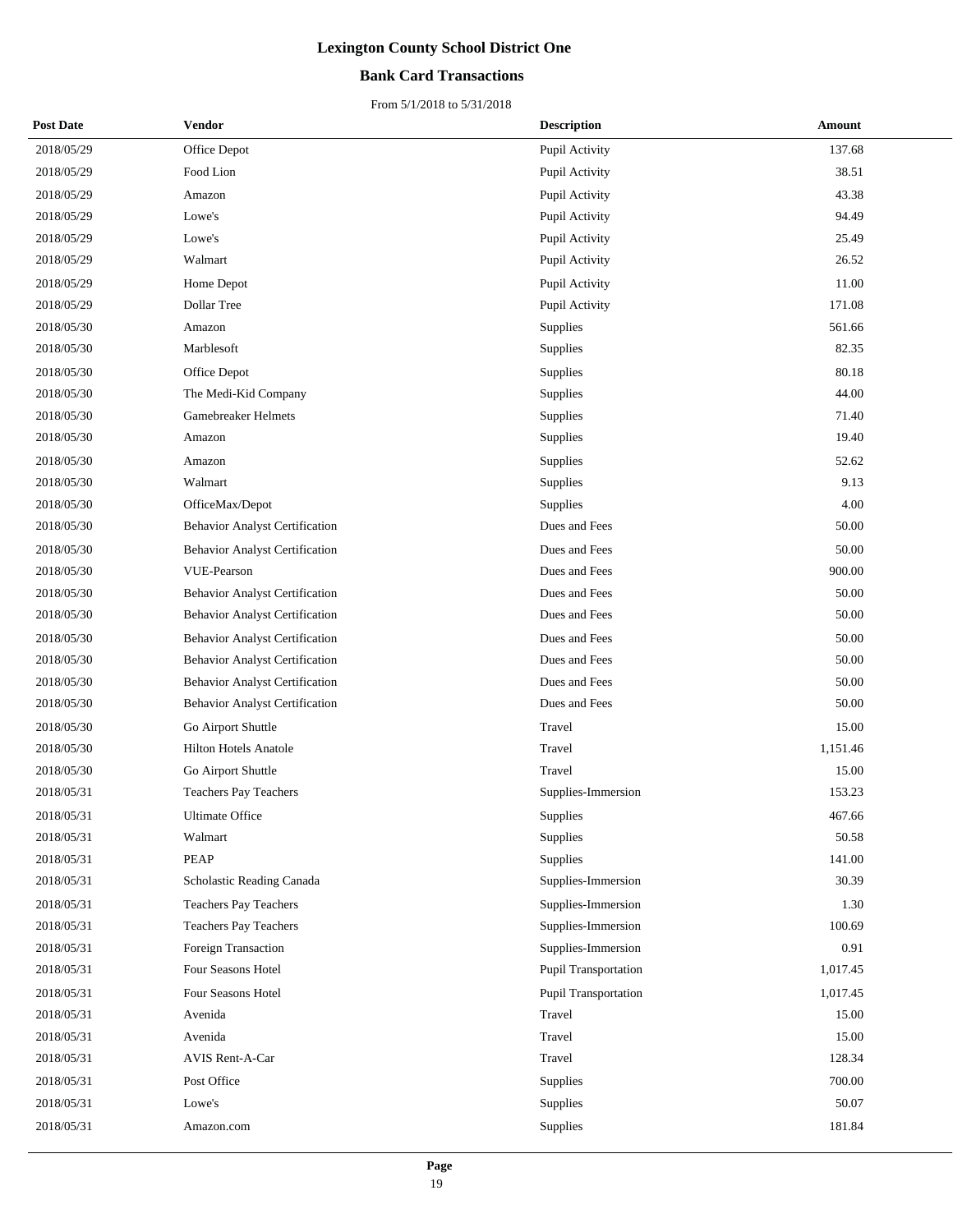# Lexington County School District One

## Bank Card Transactions

From 5/1/2018 to 5/31/2018

| Post Date | Vendor | Description | Amount |
|---|---|---|---|
| 2018/05/29 | Office Depot | Pupil Activity | 137.68 |
| 2018/05/29 | Food Lion | Pupil Activity | 38.51 |
| 2018/05/29 | Amazon | Pupil Activity | 43.38 |
| 2018/05/29 | Lowe's | Pupil Activity | 94.49 |
| 2018/05/29 | Lowe's | Pupil Activity | 25.49 |
| 2018/05/29 | Walmart | Pupil Activity | 26.52 |
| 2018/05/29 | Home Depot | Pupil Activity | 11.00 |
| 2018/05/29 | Dollar Tree | Pupil Activity | 171.08 |
| 2018/05/30 | Amazon | Supplies | 561.66 |
| 2018/05/30 | Marblesoft | Supplies | 82.35 |
| 2018/05/30 | Office Depot | Supplies | 80.18 |
| 2018/05/30 | The Medi-Kid Company | Supplies | 44.00 |
| 2018/05/30 | Gamebreaker Helmets | Supplies | 71.40 |
| 2018/05/30 | Amazon | Supplies | 19.40 |
| 2018/05/30 | Amazon | Supplies | 52.62 |
| 2018/05/30 | Walmart | Supplies | 9.13 |
| 2018/05/30 | OfficeMax/Depot | Supplies | 4.00 |
| 2018/05/30 | Behavior Analyst Certification | Dues and Fees | 50.00 |
| 2018/05/30 | Behavior Analyst Certification | Dues and Fees | 50.00 |
| 2018/05/30 | VUE-Pearson | Dues and Fees | 900.00 |
| 2018/05/30 | Behavior Analyst Certification | Dues and Fees | 50.00 |
| 2018/05/30 | Behavior Analyst Certification | Dues and Fees | 50.00 |
| 2018/05/30 | Behavior Analyst Certification | Dues and Fees | 50.00 |
| 2018/05/30 | Behavior Analyst Certification | Dues and Fees | 50.00 |
| 2018/05/30 | Behavior Analyst Certification | Dues and Fees | 50.00 |
| 2018/05/30 | Behavior Analyst Certification | Dues and Fees | 50.00 |
| 2018/05/30 | Go Airport Shuttle | Travel | 15.00 |
| 2018/05/30 | Hilton Hotels Anatole | Travel | 1,151.46 |
| 2018/05/30 | Go Airport Shuttle | Travel | 15.00 |
| 2018/05/31 | Teachers Pay Teachers | Supplies-Immersion | 153.23 |
| 2018/05/31 | Ultimate Office | Supplies | 467.66 |
| 2018/05/31 | Walmart | Supplies | 50.58 |
| 2018/05/31 | PEAP | Supplies | 141.00 |
| 2018/05/31 | Scholastic Reading Canada | Supplies-Immersion | 30.39 |
| 2018/05/31 | Teachers Pay Teachers | Supplies-Immersion | 1.30 |
| 2018/05/31 | Teachers Pay Teachers | Supplies-Immersion | 100.69 |
| 2018/05/31 | Foreign Transaction | Supplies-Immersion | 0.91 |
| 2018/05/31 | Four Seasons Hotel | Pupil Transportation | 1,017.45 |
| 2018/05/31 | Four Seasons Hotel | Pupil Transportation | 1,017.45 |
| 2018/05/31 | Avenida | Travel | 15.00 |
| 2018/05/31 | Avenida | Travel | 15.00 |
| 2018/05/31 | AVIS Rent-A-Car | Travel | 128.34 |
| 2018/05/31 | Post Office | Supplies | 700.00 |
| 2018/05/31 | Lowe's | Supplies | 50.07 |
| 2018/05/31 | Amazon.com | Supplies | 181.84 |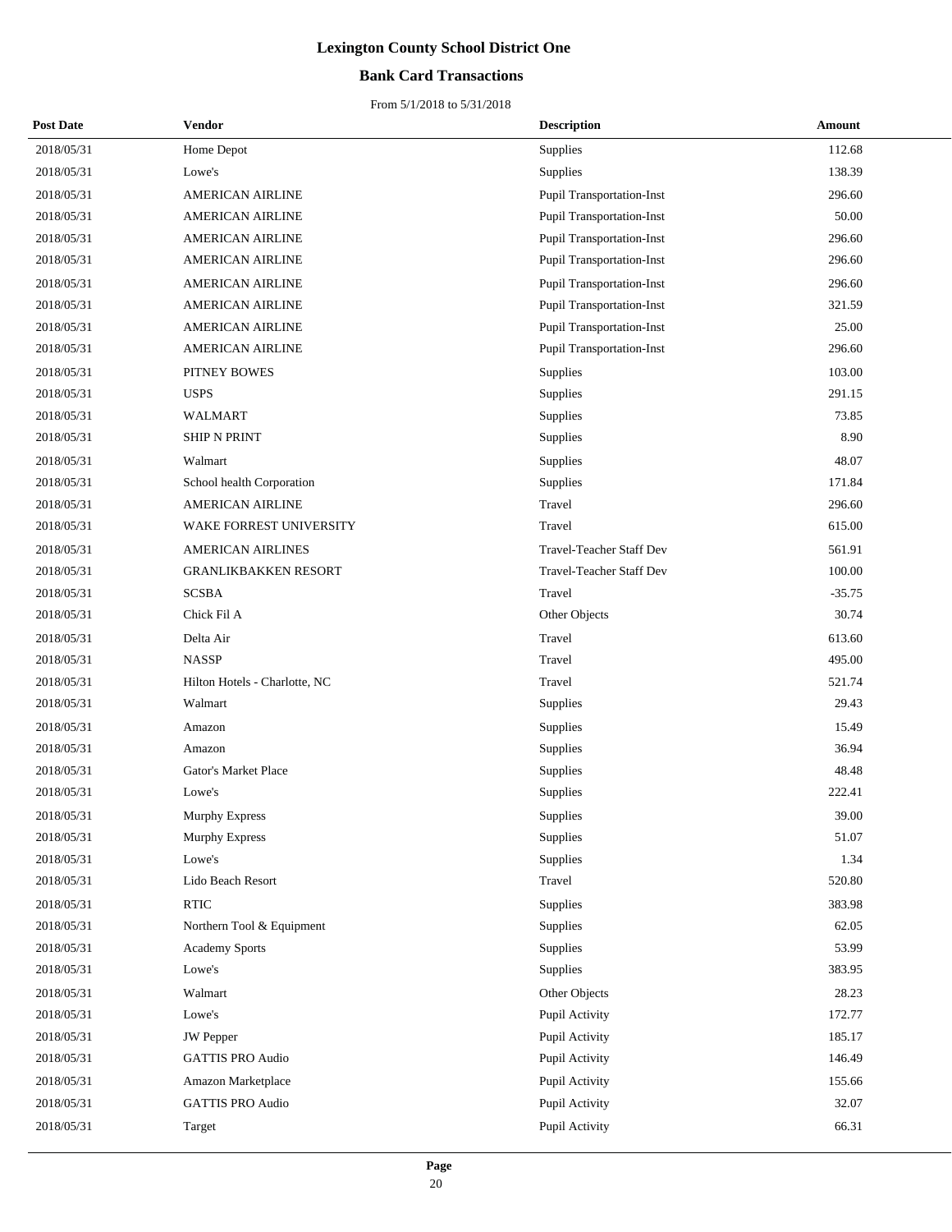# Lexington County School District One

## Bank Card Transactions

From 5/1/2018 to 5/31/2018

| Post Date | Vendor | Description | Amount |
|---|---|---|---|
| 2018/05/31 | Home Depot | Supplies | 112.68 |
| 2018/05/31 | Lowe's | Supplies | 138.39 |
| 2018/05/31 | AMERICAN AIRLINE | Pupil Transportation-Inst | 296.60 |
| 2018/05/31 | AMERICAN AIRLINE | Pupil Transportation-Inst | 50.00 |
| 2018/05/31 | AMERICAN AIRLINE | Pupil Transportation-Inst | 296.60 |
| 2018/05/31 | AMERICAN AIRLINE | Pupil Transportation-Inst | 296.60 |
| 2018/05/31 | AMERICAN AIRLINE | Pupil Transportation-Inst | 296.60 |
| 2018/05/31 | AMERICAN AIRLINE | Pupil Transportation-Inst | 321.59 |
| 2018/05/31 | AMERICAN AIRLINE | Pupil Transportation-Inst | 25.00 |
| 2018/05/31 | AMERICAN AIRLINE | Pupil Transportation-Inst | 296.60 |
| 2018/05/31 | PITNEY BOWES | Supplies | 103.00 |
| 2018/05/31 | USPS | Supplies | 291.15 |
| 2018/05/31 | WALMART | Supplies | 73.85 |
| 2018/05/31 | SHIP N PRINT | Supplies | 8.90 |
| 2018/05/31 | Walmart | Supplies | 48.07 |
| 2018/05/31 | School health Corporation | Supplies | 171.84 |
| 2018/05/31 | AMERICAN AIRLINE | Travel | 296.60 |
| 2018/05/31 | WAKE FORREST UNIVERSITY | Travel | 615.00 |
| 2018/05/31 | AMERICAN AIRLINES | Travel-Teacher Staff Dev | 561.91 |
| 2018/05/31 | GRANLIKBAKKEN RESORT | Travel-Teacher Staff Dev | 100.00 |
| 2018/05/31 | SCSBA | Travel | -35.75 |
| 2018/05/31 | Chick Fil A | Other Objects | 30.74 |
| 2018/05/31 | Delta Air | Travel | 613.60 |
| 2018/05/31 | NASSP | Travel | 495.00 |
| 2018/05/31 | Hilton Hotels - Charlotte, NC | Travel | 521.74 |
| 2018/05/31 | Walmart | Supplies | 29.43 |
| 2018/05/31 | Amazon | Supplies | 15.49 |
| 2018/05/31 | Amazon | Supplies | 36.94 |
| 2018/05/31 | Gator's Market Place | Supplies | 48.48 |
| 2018/05/31 | Lowe's | Supplies | 222.41 |
| 2018/05/31 | Murphy Express | Supplies | 39.00 |
| 2018/05/31 | Murphy Express | Supplies | 51.07 |
| 2018/05/31 | Lowe's | Supplies | 1.34 |
| 2018/05/31 | Lido Beach Resort | Travel | 520.80 |
| 2018/05/31 | RTIC | Supplies | 383.98 |
| 2018/05/31 | Northern Tool & Equipment | Supplies | 62.05 |
| 2018/05/31 | Academy Sports | Supplies | 53.99 |
| 2018/05/31 | Lowe's | Supplies | 383.95 |
| 2018/05/31 | Walmart | Other Objects | 28.23 |
| 2018/05/31 | Lowe's | Pupil Activity | 172.77 |
| 2018/05/31 | JW Pepper | Pupil Activity | 185.17 |
| 2018/05/31 | GATTIS PRO Audio | Pupil Activity | 146.49 |
| 2018/05/31 | Amazon Marketplace | Pupil Activity | 155.66 |
| 2018/05/31 | GATTIS PRO Audio | Pupil Activity | 32.07 |
| 2018/05/31 | Target | Pupil Activity | 66.31 |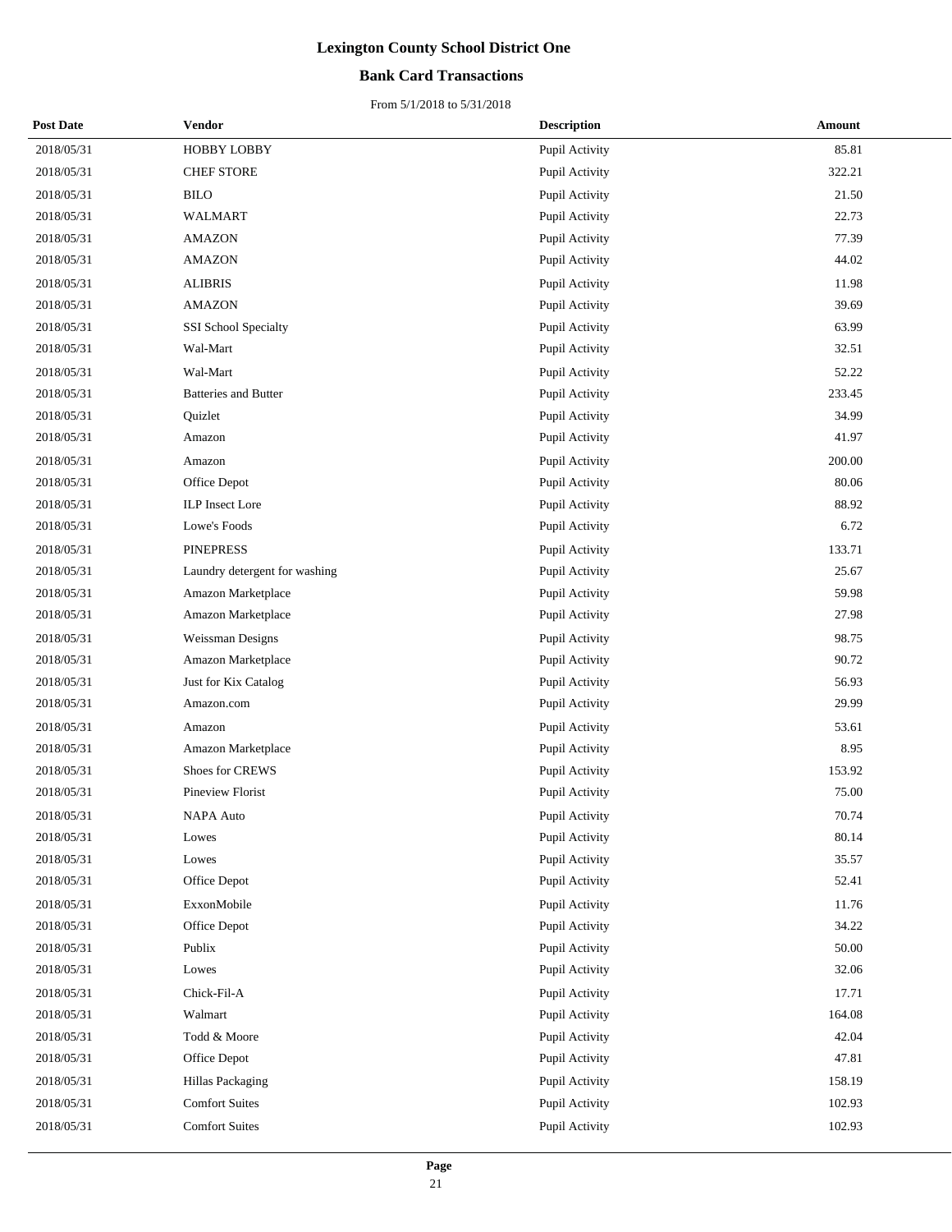# Lexington County School District One

## Bank Card Transactions

From 5/1/2018 to 5/31/2018

| Post Date | Vendor | Description | Amount |
|---|---|---|---|
| 2018/05/31 | HOBBY LOBBY | Pupil Activity | 85.81 |
| 2018/05/31 | CHEF STORE | Pupil Activity | 322.21 |
| 2018/05/31 | BILO | Pupil Activity | 21.50 |
| 2018/05/31 | WALMART | Pupil Activity | 22.73 |
| 2018/05/31 | AMAZON | Pupil Activity | 77.39 |
| 2018/05/31 | AMAZON | Pupil Activity | 44.02 |
| 2018/05/31 | ALIBRIS | Pupil Activity | 11.98 |
| 2018/05/31 | AMAZON | Pupil Activity | 39.69 |
| 2018/05/31 | SSI School Specialty | Pupil Activity | 63.99 |
| 2018/05/31 | Wal-Mart | Pupil Activity | 32.51 |
| 2018/05/31 | Wal-Mart | Pupil Activity | 52.22 |
| 2018/05/31 | Batteries and Butter | Pupil Activity | 233.45 |
| 2018/05/31 | Quizlet | Pupil Activity | 34.99 |
| 2018/05/31 | Amazon | Pupil Activity | 41.97 |
| 2018/05/31 | Amazon | Pupil Activity | 200.00 |
| 2018/05/31 | Office Depot | Pupil Activity | 80.06 |
| 2018/05/31 | ILP Insect Lore | Pupil Activity | 88.92 |
| 2018/05/31 | Lowe's Foods | Pupil Activity | 6.72 |
| 2018/05/31 | PINEPRESS | Pupil Activity | 133.71 |
| 2018/05/31 | Laundry detergent for washing | Pupil Activity | 25.67 |
| 2018/05/31 | Amazon Marketplace | Pupil Activity | 59.98 |
| 2018/05/31 | Amazon Marketplace | Pupil Activity | 27.98 |
| 2018/05/31 | Weissman Designs | Pupil Activity | 98.75 |
| 2018/05/31 | Amazon Marketplace | Pupil Activity | 90.72 |
| 2018/05/31 | Just for Kix Catalog | Pupil Activity | 56.93 |
| 2018/05/31 | Amazon.com | Pupil Activity | 29.99 |
| 2018/05/31 | Amazon | Pupil Activity | 53.61 |
| 2018/05/31 | Amazon Marketplace | Pupil Activity | 8.95 |
| 2018/05/31 | Shoes for CREWS | Pupil Activity | 153.92 |
| 2018/05/31 | Pineview Florist | Pupil Activity | 75.00 |
| 2018/05/31 | NAPA Auto | Pupil Activity | 70.74 |
| 2018/05/31 | Lowes | Pupil Activity | 80.14 |
| 2018/05/31 | Lowes | Pupil Activity | 35.57 |
| 2018/05/31 | Office Depot | Pupil Activity | 52.41 |
| 2018/05/31 | ExxonMobile | Pupil Activity | 11.76 |
| 2018/05/31 | Office Depot | Pupil Activity | 34.22 |
| 2018/05/31 | Publix | Pupil Activity | 50.00 |
| 2018/05/31 | Lowes | Pupil Activity | 32.06 |
| 2018/05/31 | Chick-Fil-A | Pupil Activity | 17.71 |
| 2018/05/31 | Walmart | Pupil Activity | 164.08 |
| 2018/05/31 | Todd & Moore | Pupil Activity | 42.04 |
| 2018/05/31 | Office Depot | Pupil Activity | 47.81 |
| 2018/05/31 | Hillas Packaging | Pupil Activity | 158.19 |
| 2018/05/31 | Comfort Suites | Pupil Activity | 102.93 |
| 2018/05/31 | Comfort Suites | Pupil Activity | 102.93 |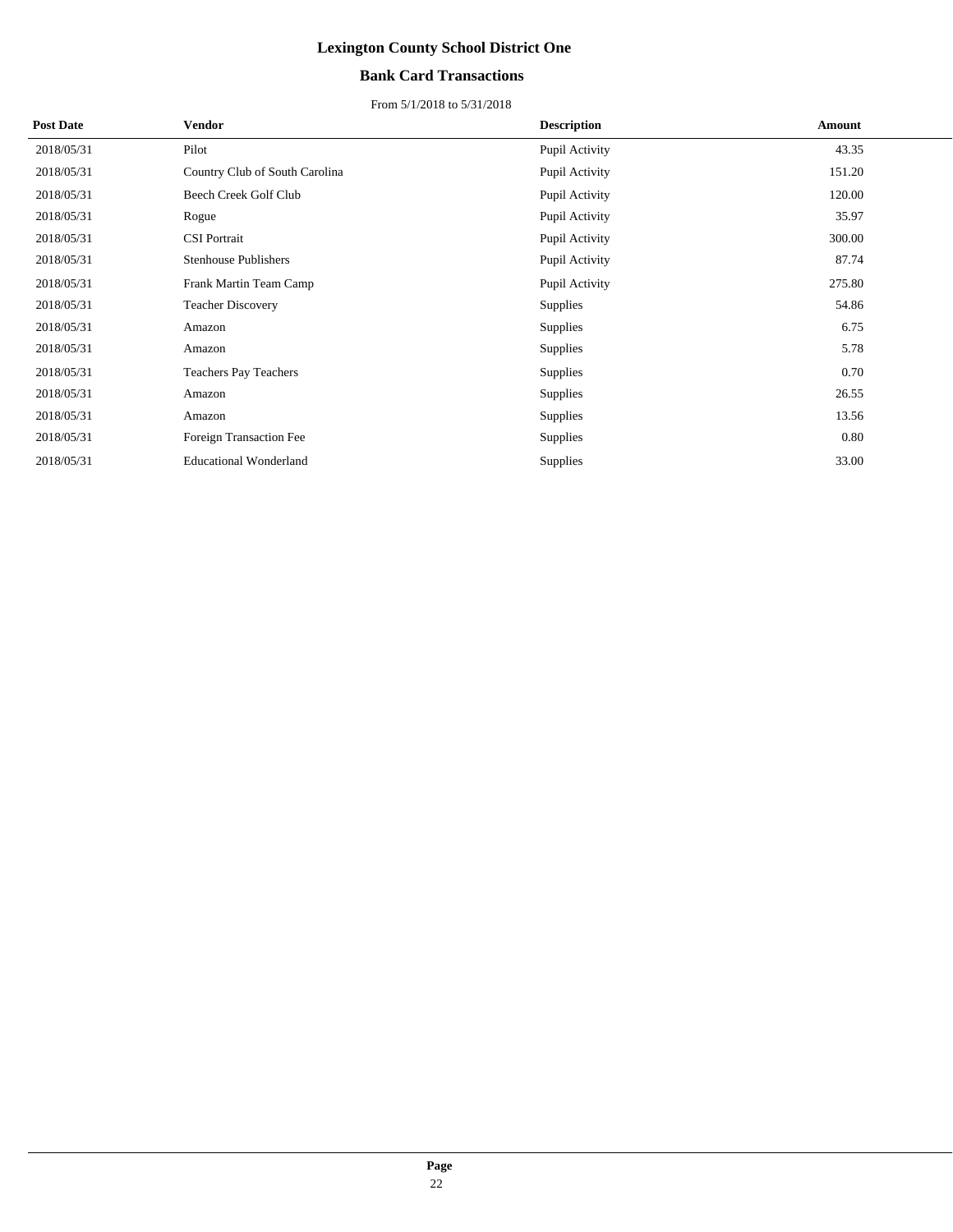# Lexington County School District One

## Bank Card Transactions

From 5/1/2018 to 5/31/2018

| Post Date | Vendor | Description | Amount |
|---|---|---|---|
| 2018/05/31 | Pilot | Pupil Activity | 43.35 |
| 2018/05/31 | Country Club of South Carolina | Pupil Activity | 151.20 |
| 2018/05/31 | Beech Creek Golf Club | Pupil Activity | 120.00 |
| 2018/05/31 | Rogue | Pupil Activity | 35.97 |
| 2018/05/31 | CSI Portrait | Pupil Activity | 300.00 |
| 2018/05/31 | Stenhouse Publishers | Pupil Activity | 87.74 |
| 2018/05/31 | Frank Martin Team Camp | Pupil Activity | 275.80 |
| 2018/05/31 | Teacher Discovery | Supplies | 54.86 |
| 2018/05/31 | Amazon | Supplies | 6.75 |
| 2018/05/31 | Amazon | Supplies | 5.78 |
| 2018/05/31 | Teachers Pay Teachers | Supplies | 0.70 |
| 2018/05/31 | Amazon | Supplies | 26.55 |
| 2018/05/31 | Amazon | Supplies | 13.56 |
| 2018/05/31 | Foreign Transaction Fee | Supplies | 0.80 |
| 2018/05/31 | Educational Wonderland | Supplies | 33.00 |